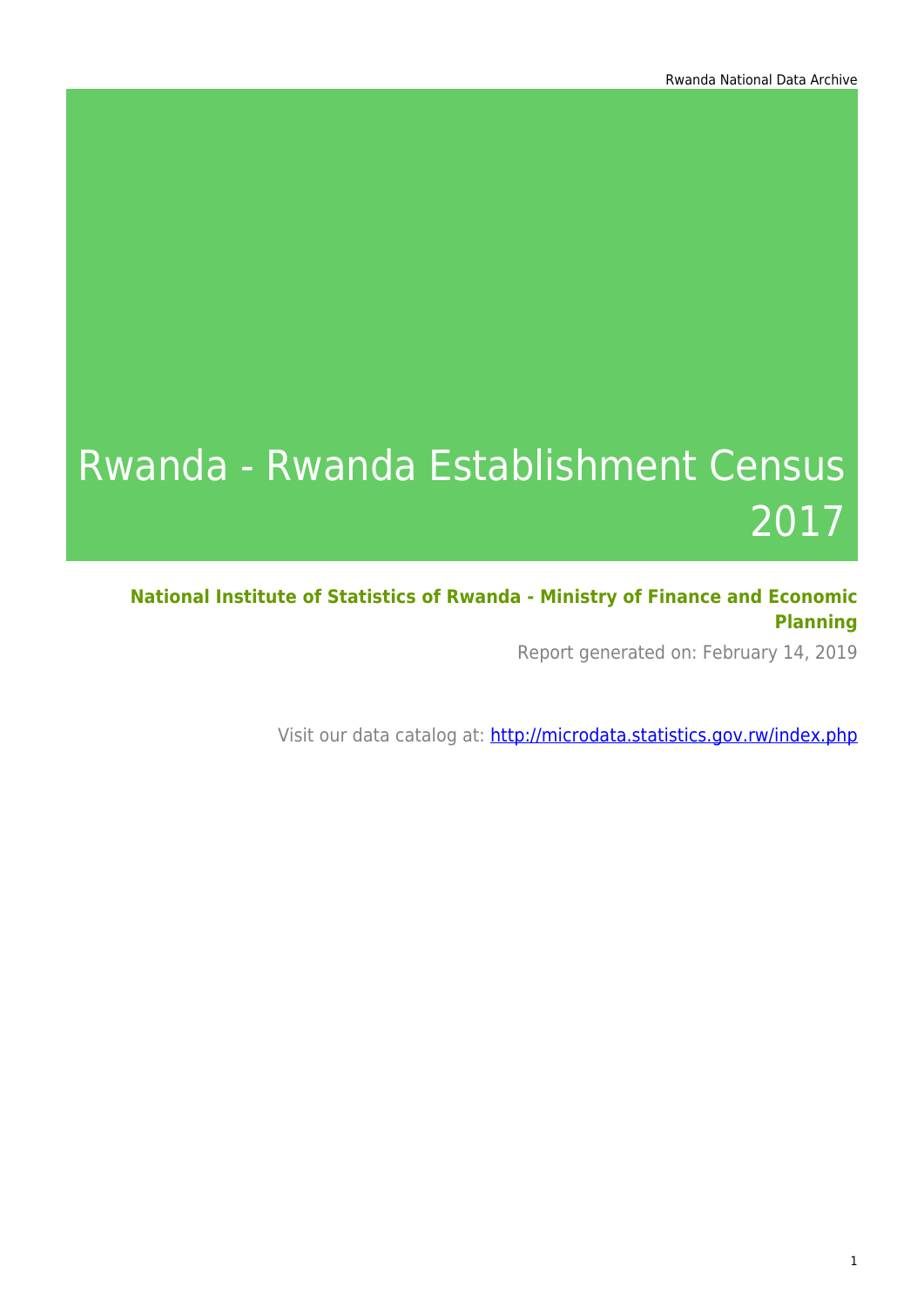# Rwanda - Rwanda Establishment Census 2017

**National Institute of Statistics of Rwanda - Ministry of Finance and Economic Planning**

Report generated on: February 14, 2019

Visit our data catalog at: http://microdata.statistics.gov.rw/index.php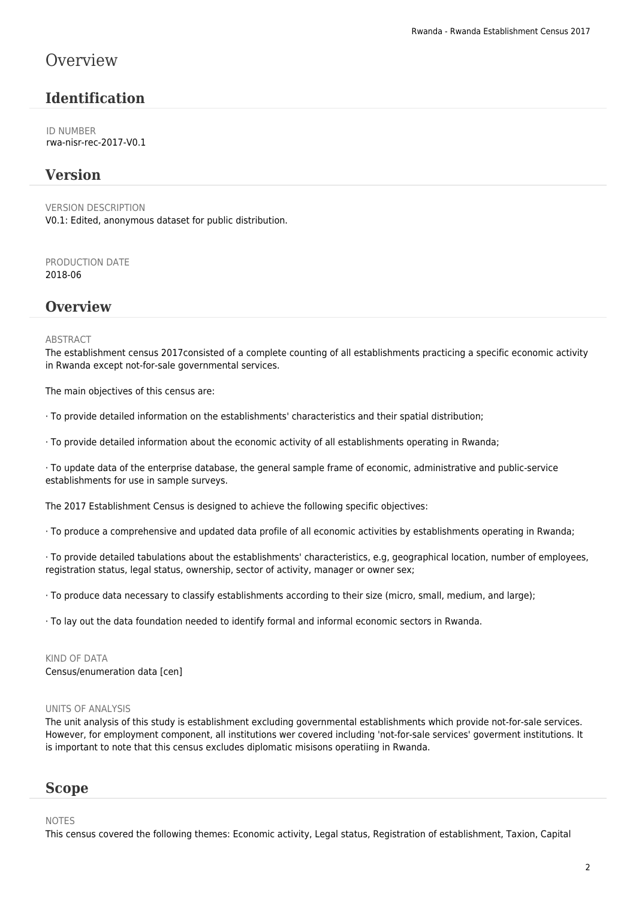# Overview

## Identification

ID NUMBER
rwa-nisr-rec-2017-V0.1

## Version

VERSION DESCRIPTION
V0.1: Edited, anonymous dataset for public distribution.

PRODUCTION DATE
2018-06

## Overview

ABSTRACT
The establishment census 2017consisted of a complete counting of all establishments practicing a specific economic activity in Rwanda except not-for-sale governmental services.

The main objectives of this census are:

· To provide detailed information on the establishments' characteristics and their spatial distribution;

· To provide detailed information about the economic activity of all establishments operating in Rwanda;

· To update data of the enterprise database, the general sample frame of economic, administrative and public-service establishments for use in sample surveys.

The 2017 Establishment Census is designed to achieve the following specific objectives:

· To produce a comprehensive and updated data profile of all economic activities by establishments operating in Rwanda;

· To provide detailed tabulations about the establishments' characteristics, e.g, geographical location, number of employees, registration status, legal status, ownership, sector of activity, manager or owner sex;

· To produce data necessary to classify establishments according to their size (micro, small, medium, and large);

· To lay out the data foundation needed to identify formal and informal economic sectors in Rwanda.

KIND OF DATA
Census/enumeration data [cen]

UNITS OF ANALYSIS
The unit analysis of this study is establishment excluding governmental establishments which provide not-for-sale services. However, for employment component, all institutions wer covered including 'not-for-sale services' goverment institutions. It is important to note that this census excludes diplomatic misisons operatiing in Rwanda.

## Scope

NOTES
This census covered the following themes: Economic activity, Legal status, Registration of establishment, Taxion, Capital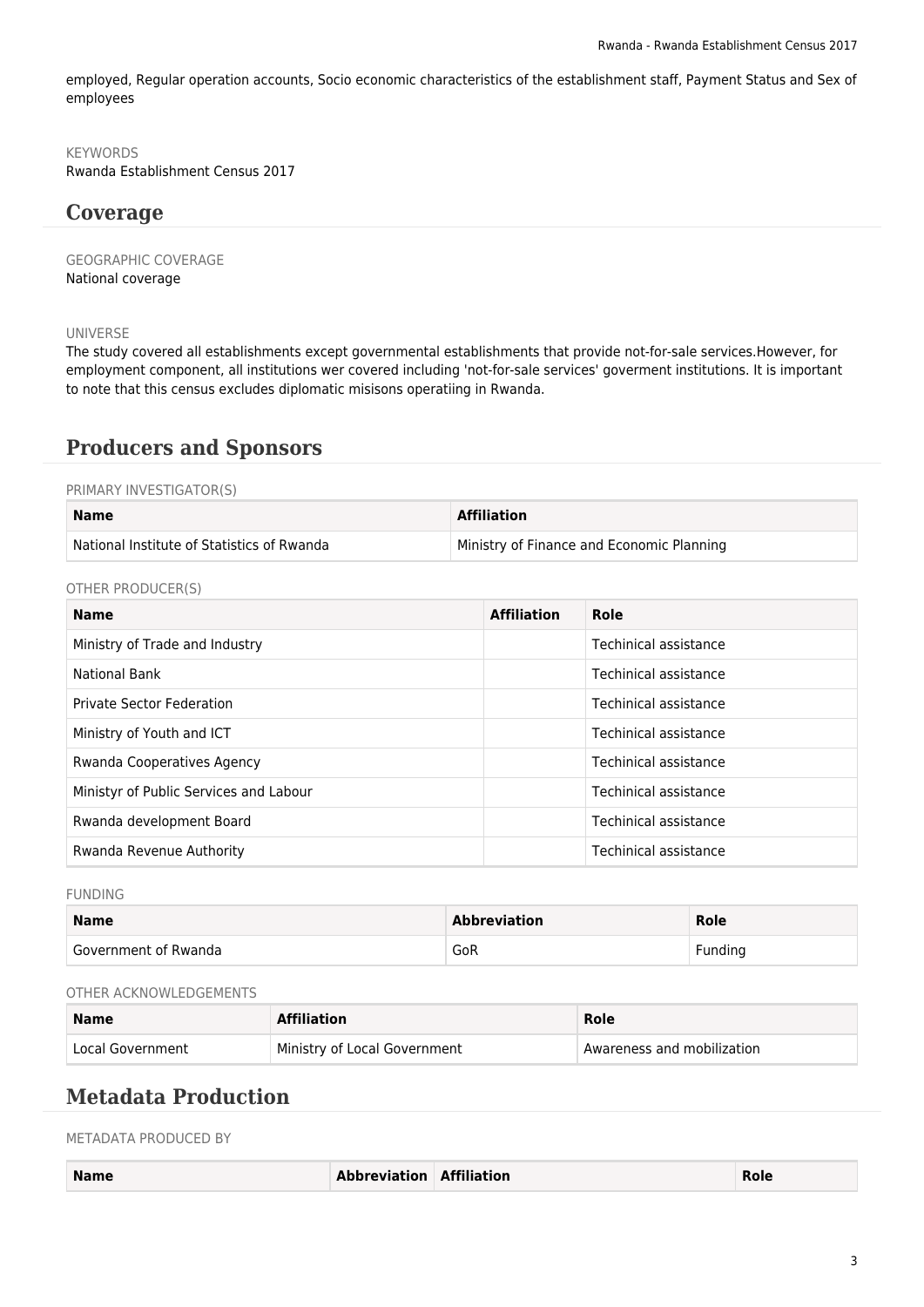employed, Regular operation accounts, Socio economic characteristics of the establishment staff, Payment Status and Sex of employees

KEYWORDS
Rwanda Establishment Census 2017

## Coverage

GEOGRAPHIC COVERAGE
National coverage

UNIVERSE
The study covered all establishments except governmental establishments that provide not-for-sale services.However, for employment component, all institutions wer covered including 'not-for-sale services' goverment institutions. It is important to note that this census excludes diplomatic misisons operatiing in Rwanda.

## Producers and Sponsors

PRIMARY INVESTIGATOR(S)

| Name | Affiliation |
|---|---|
| National Institute of Statistics of Rwanda | Ministry of Finance and Economic Planning |

OTHER PRODUCER(S)

| Name | Affiliation | Role |
|---|---|---|
| Ministry of Trade and Industry | | Techinical assistance |
| National Bank | | Techinical assistance |
| Private Sector Federation | | Techinical assistance |
| Ministry of Youth and ICT | | Techinical assistance |
| Rwanda Cooperatives Agency | | Techinical assistance |
| Ministyr of Public Services and Labour | | Techinical assistance |
| Rwanda development Board | | Techinical assistance |
| Rwanda Revenue Authority | | Techinical assistance |

FUNDING

| Name | Abbreviation | Role |
|---|---|---|
| Government of Rwanda | GoR | Funding |

OTHER ACKNOWLEDGEMENTS

| Name | Affiliation | Role |
|---|---|---|
| Local Government | Ministry of Local Government | Awareness and mobilization |

## Metadata Production

METADATA PRODUCED BY

| Name | Abbreviation | Affiliation | Role |
|---|---|---|---|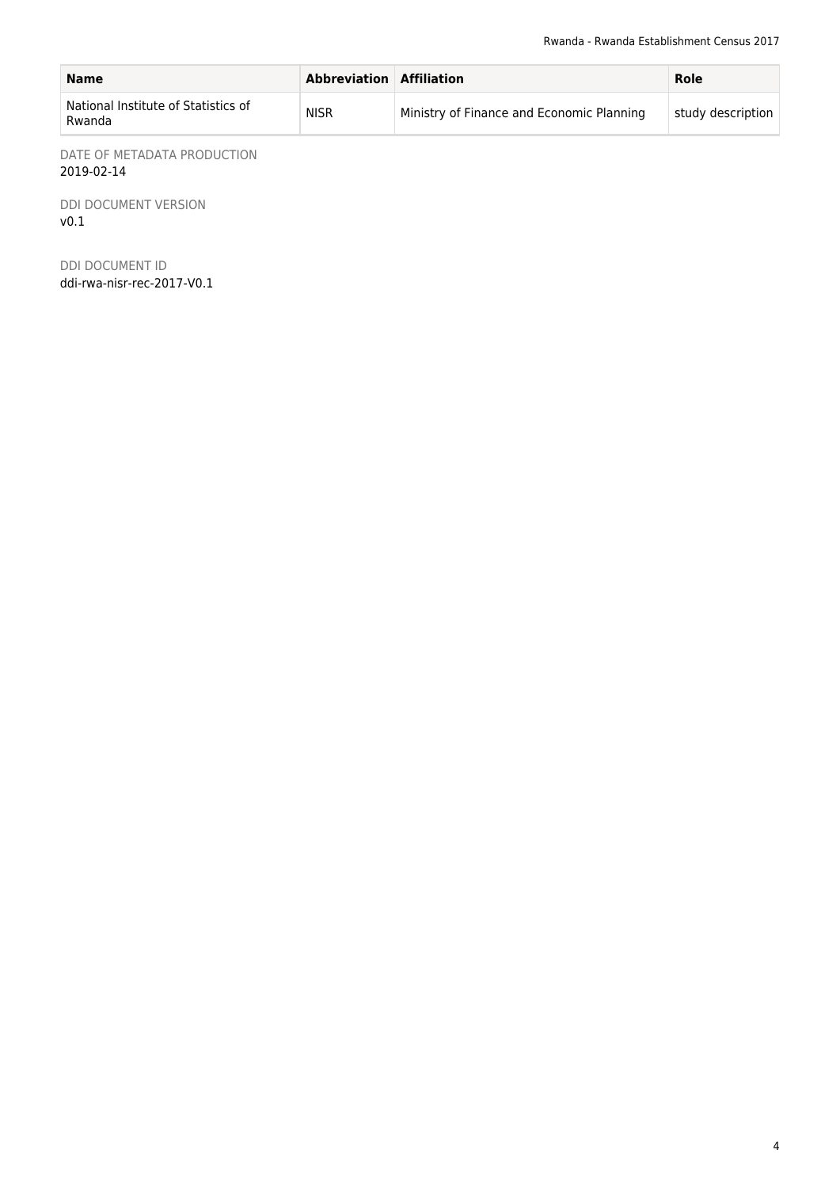| Name | Abbreviation | Affiliation | Role |
|---|---|---|---|
| National Institute of Statistics of Rwanda | NISR | Ministry of Finance and Economic Planning | study description |

DATE OF METADATA PRODUCTION
2019-02-14

DDI DOCUMENT VERSION
v0.1

DDI DOCUMENT ID
ddi-rwa-nisr-rec-2017-V0.1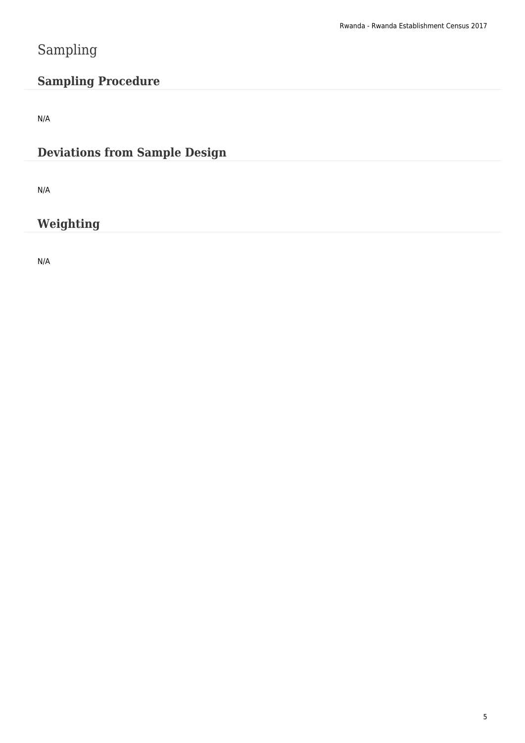# Sampling

## Sampling Procedure

N/A

## Deviations from Sample Design

N/A

## Weighting

N/A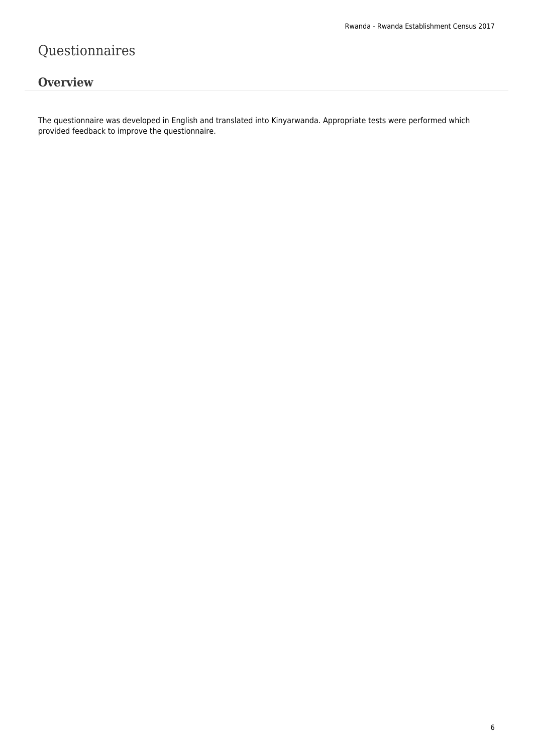# Questionnaires

## Overview

The questionnaire was developed in English and translated into Kinyarwanda. Appropriate tests were performed which provided feedback to improve the questionnaire.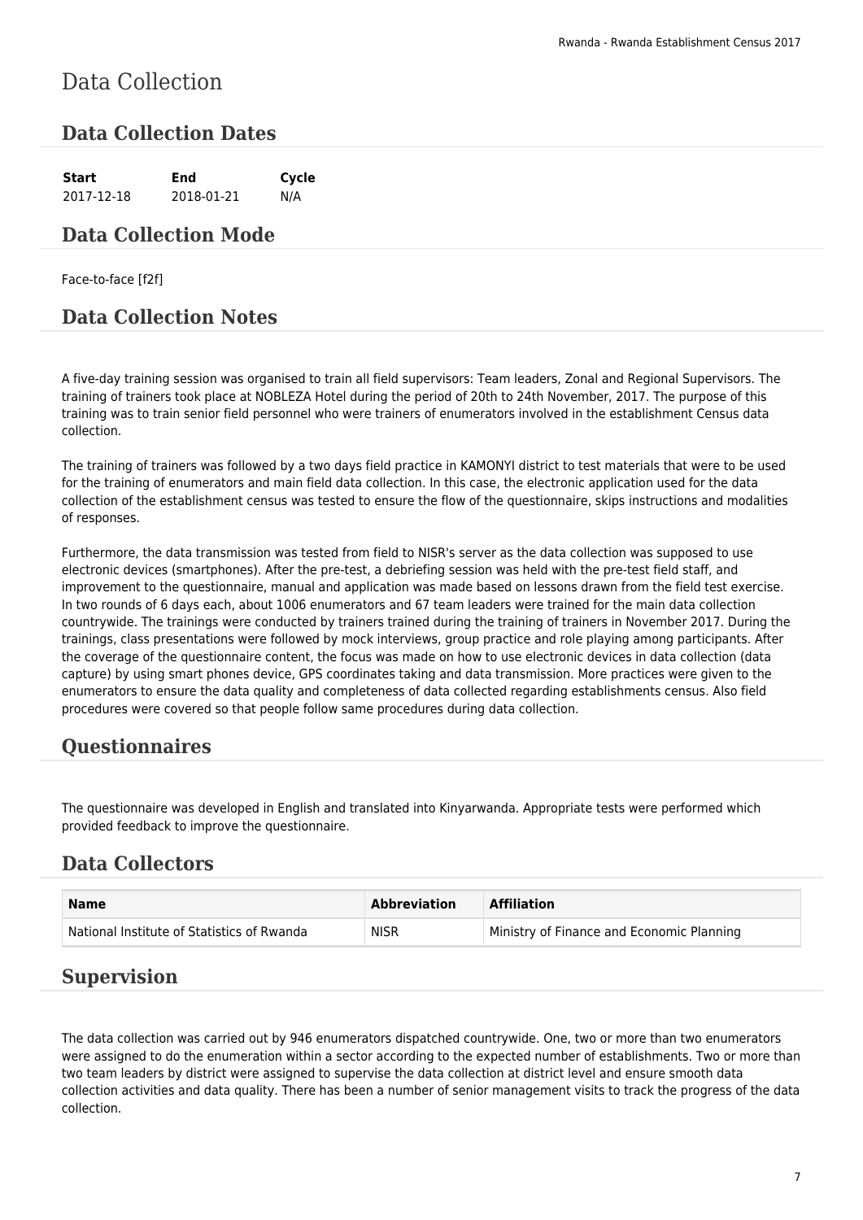# Data Collection

## Data Collection Dates

| Start | End | Cycle |
|---|---|---|
| 2017-12-18 | 2018-01-21 | N/A |

## Data Collection Mode

Face-to-face [f2f]

## Data Collection Notes

A five-day training session was organised to train all field supervisors: Team leaders, Zonal and Regional Supervisors. The training of trainers took place at NOBLEZA Hotel during the period of 20th to 24th November, 2017. The purpose of this training was to train senior field personnel who were trainers of enumerators involved in the establishment Census data collection.

The training of trainers was followed by a two days field practice in KAMONYI district to test materials that were to be used for the training of enumerators and main field data collection. In this case, the electronic application used for the data collection of the establishment census was tested to ensure the flow of the questionnaire, skips instructions and modalities of responses.

Furthermore, the data transmission was tested from field to NISR's server as the data collection was supposed to use electronic devices (smartphones). After the pre-test, a debriefing session was held with the pre-test field staff, and improvement to the questionnaire, manual and application was made based on lessons drawn from the field test exercise. In two rounds of 6 days each, about 1006 enumerators and 67 team leaders were trained for the main data collection countrywide. The trainings were conducted by trainers trained during the training of trainers in November 2017. During the trainings, class presentations were followed by mock interviews, group practice and role playing among participants. After the coverage of the questionnaire content, the focus was made on how to use electronic devices in data collection (data capture) by using smart phones device, GPS coordinates taking and data transmission. More practices were given to the enumerators to ensure the data quality and completeness of data collected regarding establishments census. Also field procedures were covered so that people follow same procedures during data collection.

## Questionnaires

The questionnaire was developed in English and translated into Kinyarwanda. Appropriate tests were performed which provided feedback to improve the questionnaire.

## Data Collectors

| Name | Abbreviation | Affiliation |
|---|---|---|
| National Institute of Statistics of Rwanda | NISR | Ministry of Finance and Economic Planning |

## Supervision

The data collection was carried out by 946 enumerators dispatched countrywide. One, two or more than two enumerators were assigned to do the enumeration within a sector according to the expected number of establishments. Two or more than two team leaders by district were assigned to supervise the data collection at district level and ensure smooth data collection activities and data quality. There has been a number of senior management visits to track the progress of the data collection.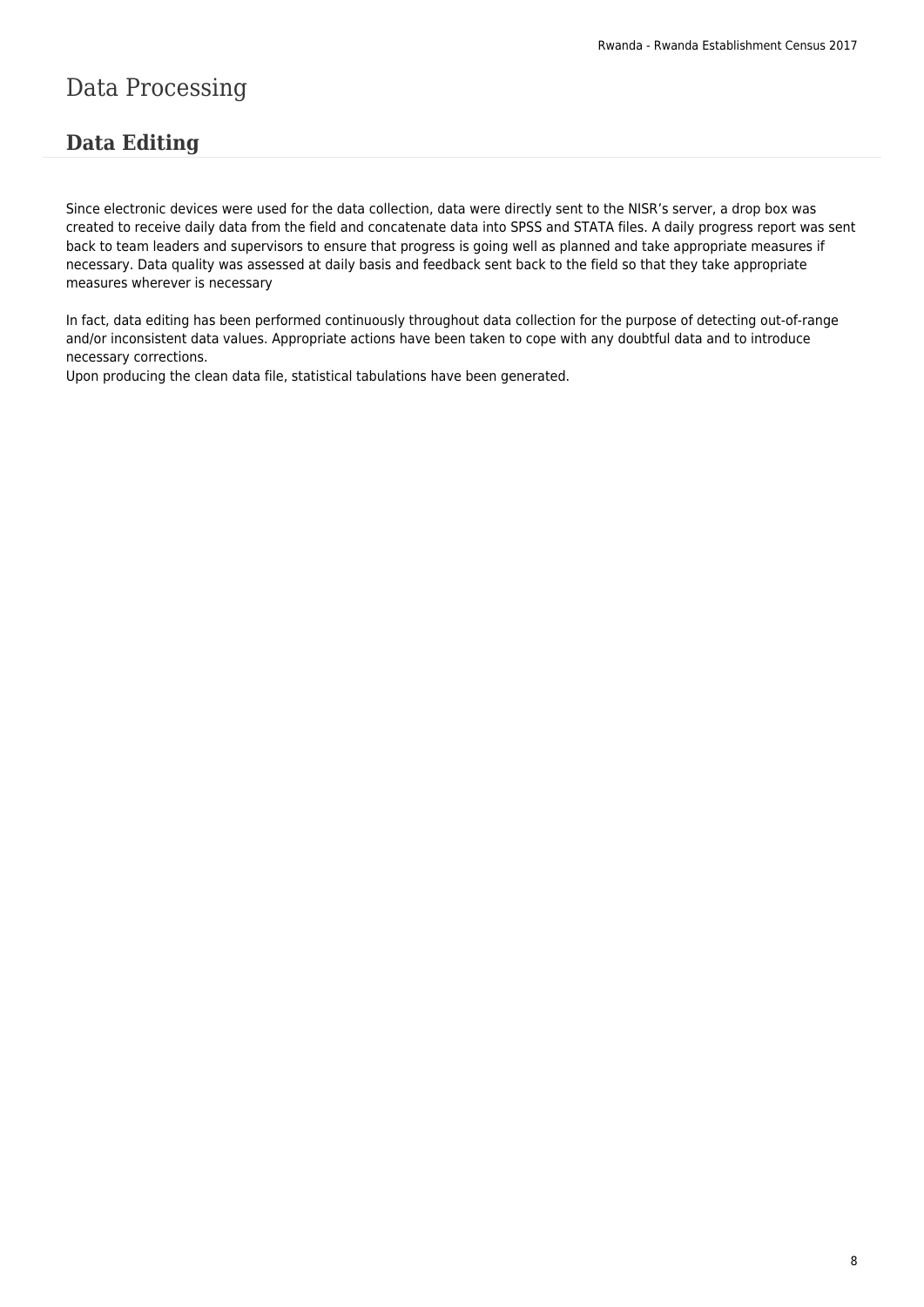# Data Processing

## Data Editing

Since electronic devices were used for the data collection, data were directly sent to the NISR's server, a drop box was created to receive daily data from the field and concatenate data into SPSS and STATA files. A daily progress report was sent back to team leaders and supervisors to ensure that progress is going well as planned and take appropriate measures if necessary. Data quality was assessed at daily basis and feedback sent back to the field so that they take appropriate measures wherever is necessary

In fact, data editing has been performed continuously throughout data collection for the purpose of detecting out-of-range and/or inconsistent data values. Appropriate actions have been taken to cope with any doubtful data and to introduce necessary corrections.
Upon producing the clean data file, statistical tabulations have been generated.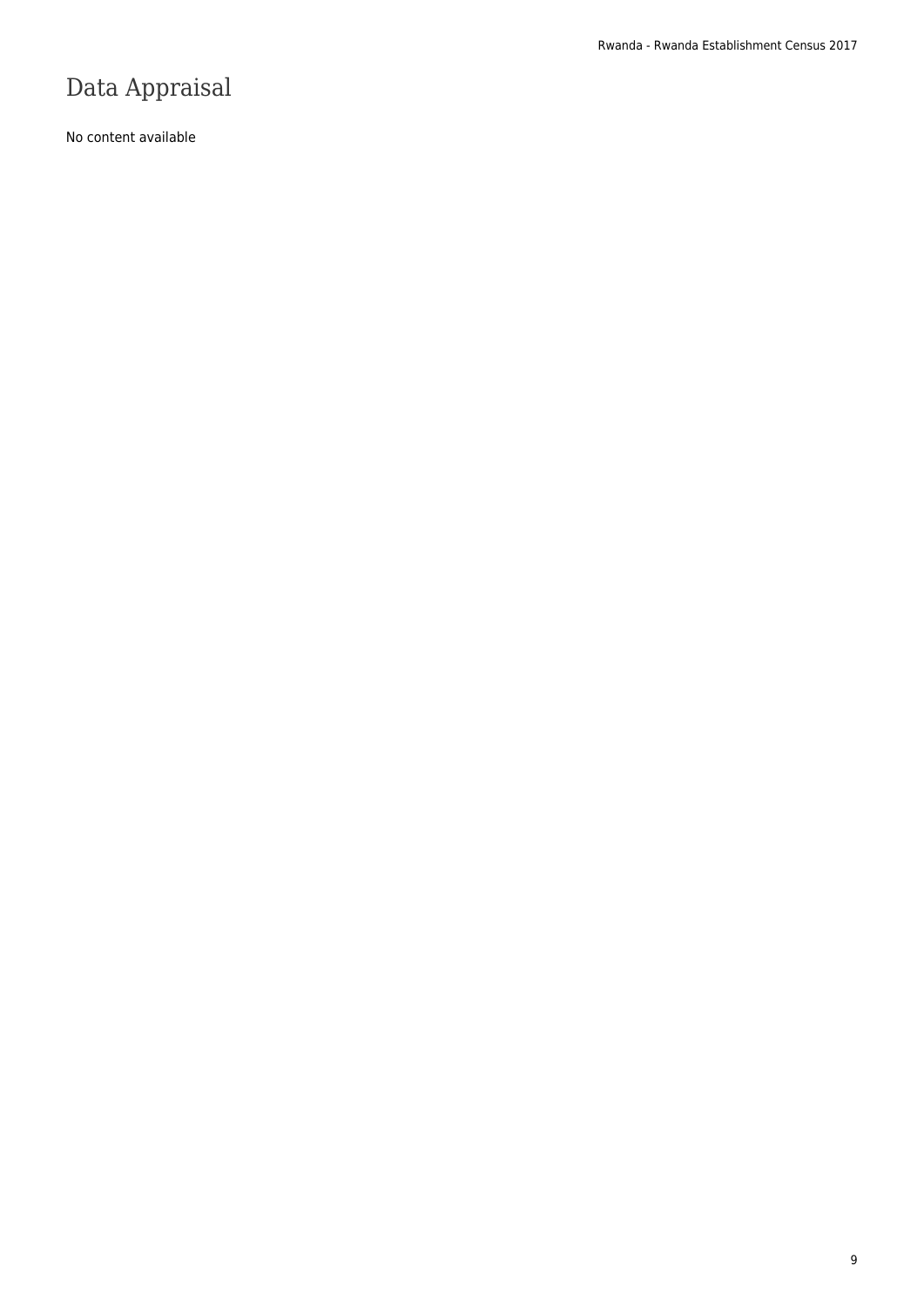# Data Appraisal

No content available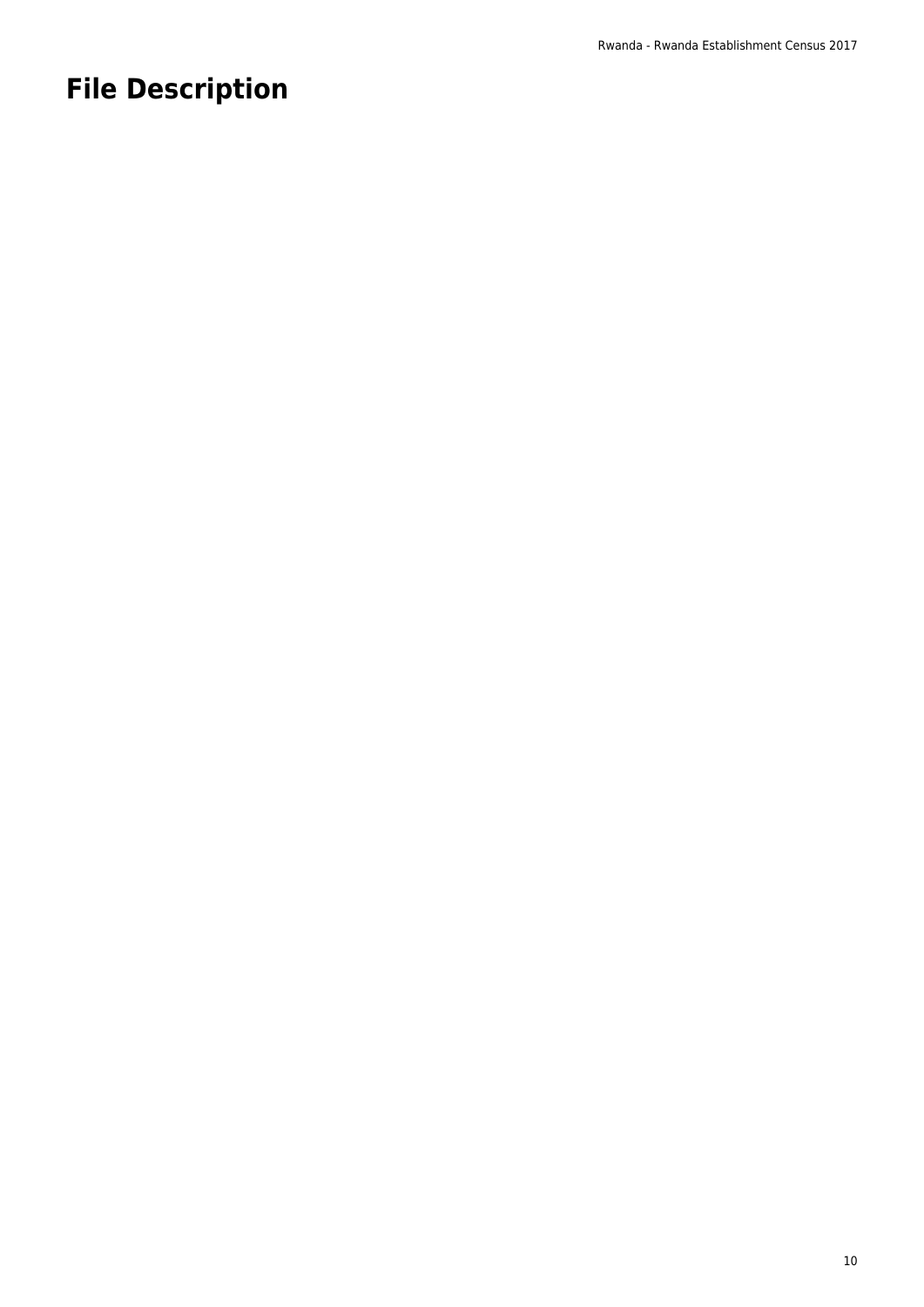# File Description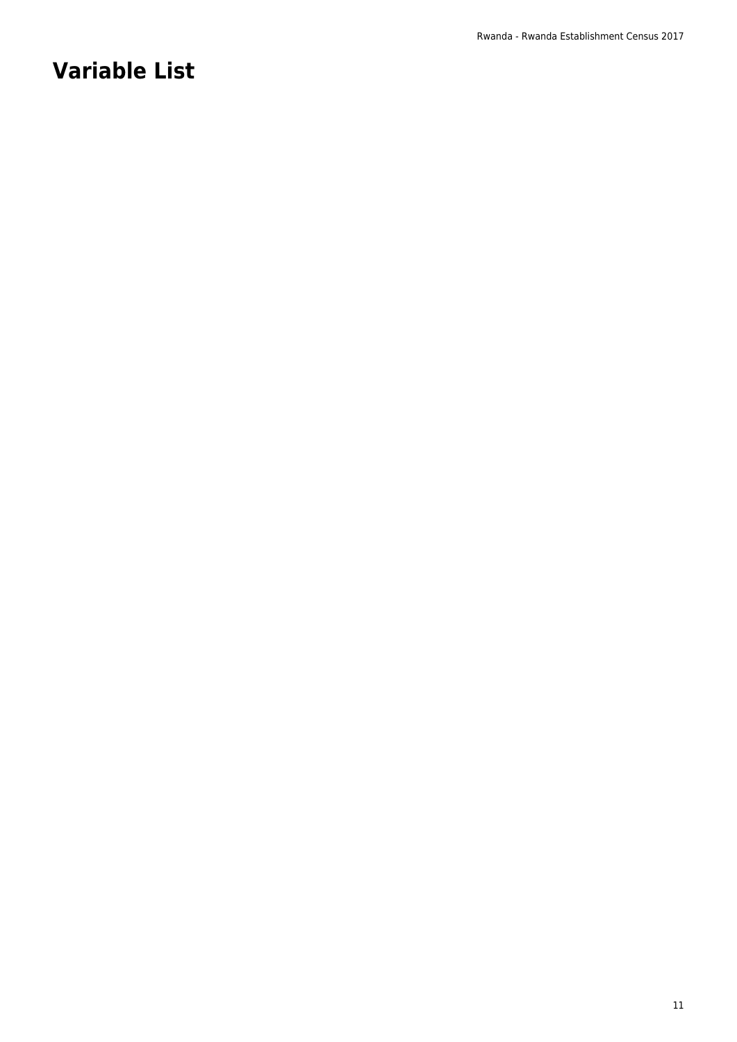# Variable List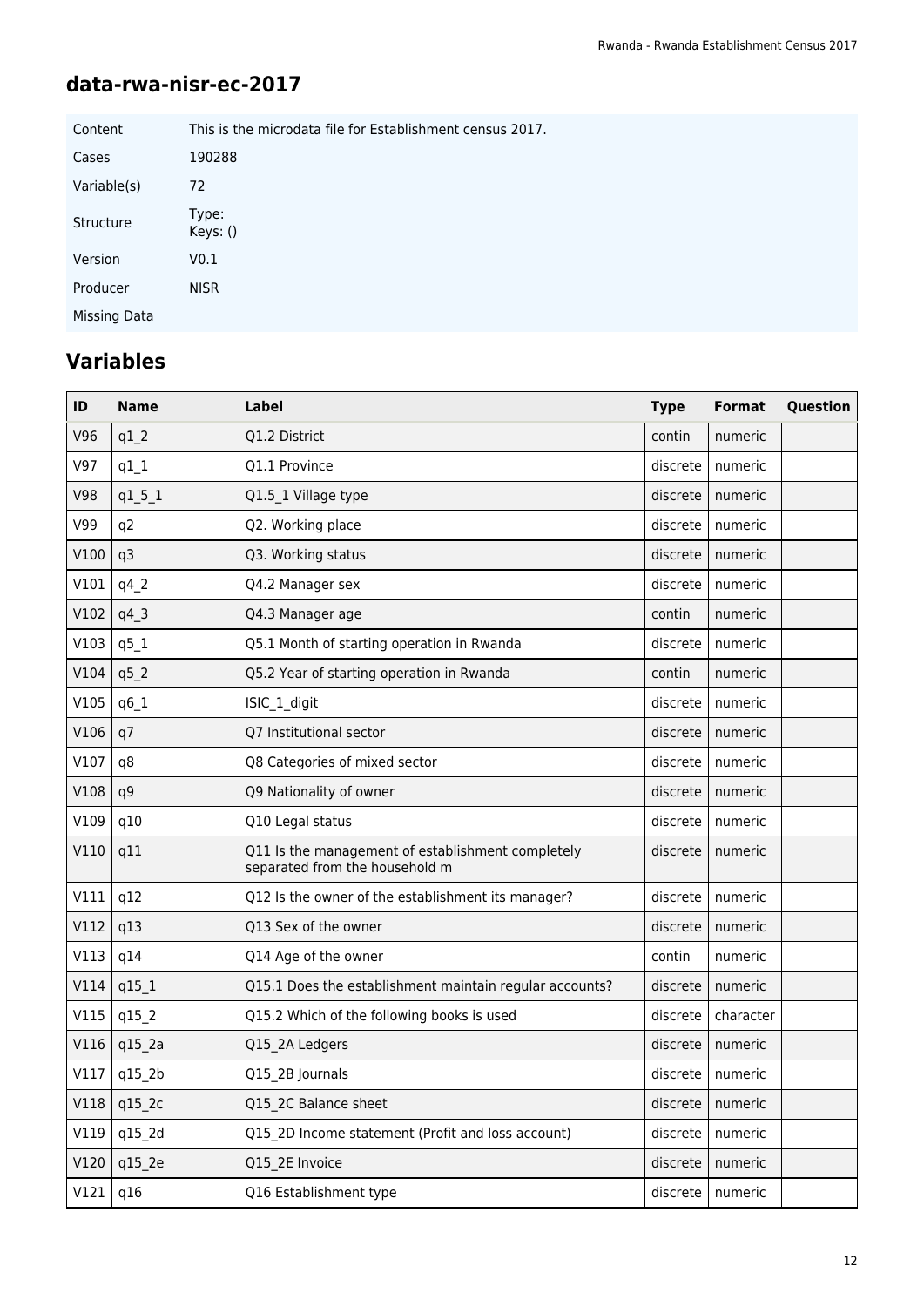## data-rwa-nisr-ec-2017

| | |
|---|---|
| Content | This is the microdata file for Establishment census 2017. |
| Cases | 190288 |
| Variable(s) | 72 |
| Structure | Type:<br>Keys: () |
| Version | V0.1 |
| Producer | NISR |
| Missing Data | |

## Variables

| ID | Name | Label | Type | Format | Question |
|---|---|---|---|---|---|
| V96 | q1_2 | Q1.2 District | contin | numeric | |
| V97 | q1_1 | Q1.1 Province | discrete | numeric | |
| V98 | q1_5_1 | Q1.5_1 Village type | discrete | numeric | |
| V99 | q2 | Q2. Working place | discrete | numeric | |
| V100 | q3 | Q3. Working status | discrete | numeric | |
| V101 | q4_2 | Q4.2 Manager sex | discrete | numeric | |
| V102 | q4_3 | Q4.3 Manager age | contin | numeric | |
| V103 | q5_1 | Q5.1 Month of starting operation in Rwanda | discrete | numeric | |
| V104 | q5_2 | Q5.2 Year of starting operation in Rwanda | contin | numeric | |
| V105 | q6_1 | ISIC_1_digit | discrete | numeric | |
| V106 | q7 | Q7 Institutional sector | discrete | numeric | |
| V107 | q8 | Q8 Categories of mixed sector | discrete | numeric | |
| V108 | q9 | Q9 Nationality of owner | discrete | numeric | |
| V109 | q10 | Q10 Legal status | discrete | numeric | |
| V110 | q11 | Q11 Is the management of establishment completely separated from the household m | discrete | numeric | |
| V111 | q12 | Q12 Is the owner of the establishment its manager? | discrete | numeric | |
| V112 | q13 | Q13 Sex of the owner | discrete | numeric | |
| V113 | q14 | Q14 Age of the owner | contin | numeric | |
| V114 | q15_1 | Q15.1 Does the establishment maintain regular accounts? | discrete | numeric | |
| V115 | q15_2 | Q15.2 Which of the following books is used | discrete | character | |
| V116 | q15_2a | Q15_2A Ledgers | discrete | numeric | |
| V117 | q15_2b | Q15_2B Journals | discrete | numeric | |
| V118 | q15_2c | Q15_2C Balance sheet | discrete | numeric | |
| V119 | q15_2d | Q15_2D Income statement (Profit and loss account) | discrete | numeric | |
| V120 | q15_2e | Q15_2E Invoice | discrete | numeric | |
| V121 | q16 | Q16 Establishment type | discrete | numeric | |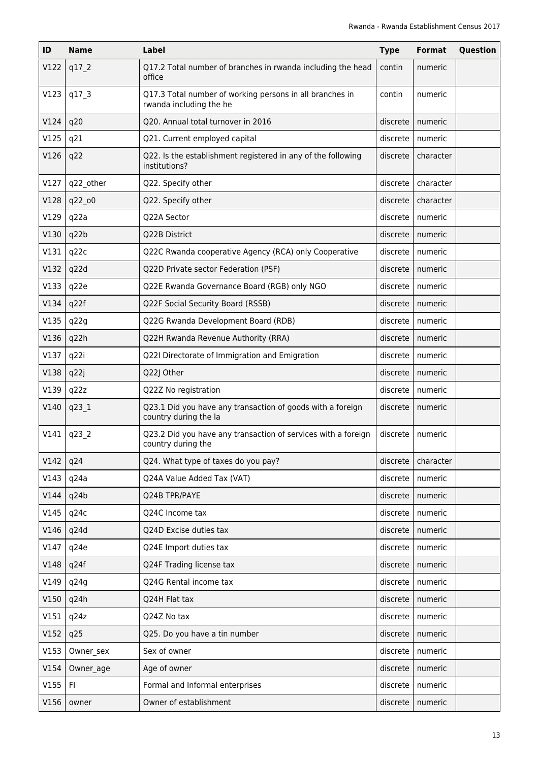| ID | Name | Label | Type | Format | Question |
|---|---|---|---|---|---|
| V122 | q17_2 | Q17.2 Total number of branches in rwanda including the head office | contin | numeric | |
| V123 | q17_3 | Q17.3 Total number of working persons in all branches in rwanda including the he | contin | numeric | |
| V124 | q20 | Q20. Annual total turnover in 2016 | discrete | numeric | |
| V125 | q21 | Q21. Current employed capital | discrete | numeric | |
| V126 | q22 | Q22. Is the establishment registered in any of the following institutions? | discrete | character | |
| V127 | q22_other | Q22. Specify other | discrete | character | |
| V128 | q22_o0 | Q22. Specify other | discrete | character | |
| V129 | q22a | Q22A Sector | discrete | numeric | |
| V130 | q22b | Q22B District | discrete | numeric | |
| V131 | q22c | Q22C Rwanda cooperative Agency (RCA) only Cooperative | discrete | numeric | |
| V132 | q22d | Q22D Private sector Federation (PSF) | discrete | numeric | |
| V133 | q22e | Q22E Rwanda Governance Board (RGB) only NGO | discrete | numeric | |
| V134 | q22f | Q22F Social Security Board (RSSB) | discrete | numeric | |
| V135 | q22g | Q22G Rwanda Development Board (RDB) | discrete | numeric | |
| V136 | q22h | Q22H Rwanda Revenue Authority (RRA) | discrete | numeric | |
| V137 | q22i | Q22I Directorate of Immigration and Emigration | discrete | numeric | |
| V138 | q22j | Q22J Other | discrete | numeric | |
| V139 | q22z | Q22Z No registration | discrete | numeric | |
| V140 | q23_1 | Q23.1 Did you have any transaction of goods with a foreign country during the la | discrete | numeric | |
| V141 | q23_2 | Q23.2 Did you have any transaction of services with a foreign country during the | discrete | numeric | |
| V142 | q24 | Q24. What type of taxes do you pay? | discrete | character | |
| V143 | q24a | Q24A Value Added Tax (VAT) | discrete | numeric | |
| V144 | q24b | Q24B TPR/PAYE | discrete | numeric | |
| V145 | q24c | Q24C Income tax | discrete | numeric | |
| V146 | q24d | Q24D Excise duties tax | discrete | numeric | |
| V147 | q24e | Q24E Import duties tax | discrete | numeric | |
| V148 | q24f | Q24F Trading license tax | discrete | numeric | |
| V149 | q24g | Q24G Rental income tax | discrete | numeric | |
| V150 | q24h | Q24H Flat tax | discrete | numeric | |
| V151 | q24z | Q24Z No tax | discrete | numeric | |
| V152 | q25 | Q25. Do you have a tin number | discrete | numeric | |
| V153 | Owner_sex | Sex of owner | discrete | numeric | |
| V154 | Owner_age | Age of owner | discrete | numeric | |
| V155 | FI | Formal and Informal enterprises | discrete | numeric | |
| V156 | owner | Owner of establishment | discrete | numeric | |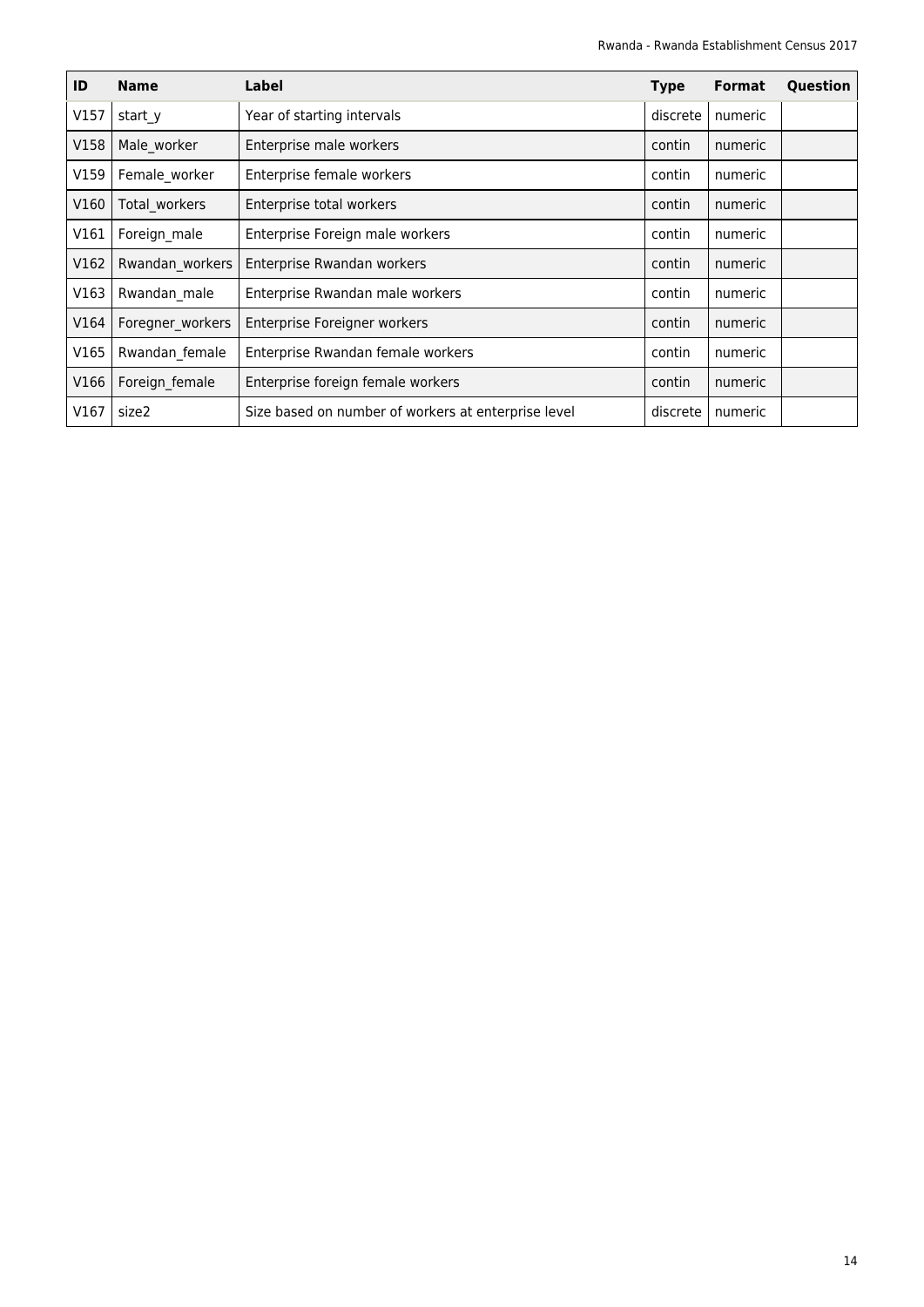| ID | Name | Label | Type | Format | Question |
| --- | --- | --- | --- | --- | --- |
| V157 | start_y | Year of starting intervals | discrete | numeric | |
| V158 | Male_worker | Enterprise male workers | contin | numeric | |
| V159 | Female_worker | Enterprise female workers | contin | numeric | |
| V160 | Total_workers | Enterprise total workers | contin | numeric | |
| V161 | Foreign_male | Enterprise Foreign male workers | contin | numeric | |
| V162 | Rwandan_workers | Enterprise Rwandan workers | contin | numeric | |
| V163 | Rwandan_male | Enterprise Rwandan male workers | contin | numeric | |
| V164 | Foregner_workers | Enterprise Foreigner workers | contin | numeric | |
| V165 | Rwandan_female | Enterprise Rwandan female workers | contin | numeric | |
| V166 | Foreign_female | Enterprise foreign female workers | contin | numeric | |
| V167 | size2 | Size based on number of workers at enterprise level | discrete | numeric | |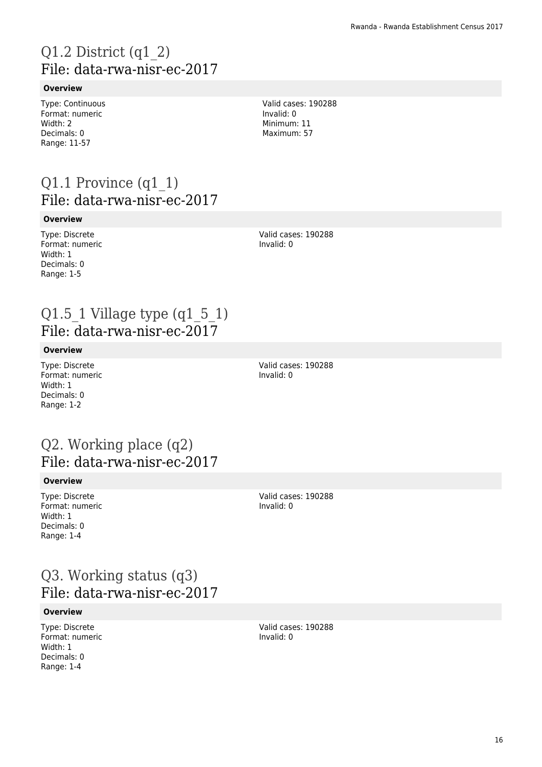# Q1.2 District (q1_2)
## File: data-rwa-nisr-ec-2017

**Overview**

Type: Continuous
Format: numeric
Width: 2
Decimals: 0
Range: 11-57

Valid cases: 190288
Invalid: 0
Minimum: 11
Maximum: 57

# Q1.1 Province (q1_1)
## File: data-rwa-nisr-ec-2017

**Overview**

Type: Discrete
Format: numeric
Width: 1
Decimals: 0
Range: 1-5

Valid cases: 190288
Invalid: 0

# Q1.5_1 Village type (q1_5_1)
## File: data-rwa-nisr-ec-2017

**Overview**

Type: Discrete
Format: numeric
Width: 1
Decimals: 0
Range: 1-2

Valid cases: 190288
Invalid: 0

# Q2. Working place (q2)
## File: data-rwa-nisr-ec-2017

**Overview**

Type: Discrete
Format: numeric
Width: 1
Decimals: 0
Range: 1-4

Valid cases: 190288
Invalid: 0

# Q3. Working status (q3)
## File: data-rwa-nisr-ec-2017

**Overview**

Type: Discrete
Format: numeric
Width: 1
Decimals: 0
Range: 1-4

Valid cases: 190288
Invalid: 0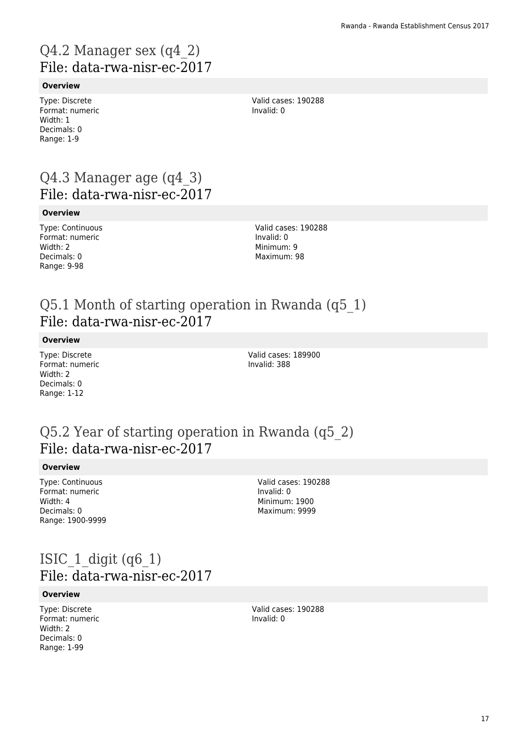# Q4.2 Manager sex (q4_2)
## File: data-rwa-nisr-ec-2017

### Overview

Type: Discrete
Format: numeric
Width: 1
Decimals: 0
Range: 1-9

Valid cases: 190288
Invalid: 0

# Q4.3 Manager age (q4_3)
## File: data-rwa-nisr-ec-2017

### Overview

Type: Continuous
Format: numeric
Width: 2
Decimals: 0
Range: 9-98

Valid cases: 190288
Invalid: 0
Minimum: 9
Maximum: 98

# Q5.1 Month of starting operation in Rwanda (q5_1)
## File: data-rwa-nisr-ec-2017

### Overview

Type: Discrete
Format: numeric
Width: 2
Decimals: 0
Range: 1-12

Valid cases: 189900
Invalid: 388

# Q5.2 Year of starting operation in Rwanda (q5_2)
## File: data-rwa-nisr-ec-2017

### Overview

Type: Continuous
Format: numeric
Width: 4
Decimals: 0
Range: 1900-9999

Valid cases: 190288
Invalid: 0
Minimum: 1900
Maximum: 9999

# ISIC_1_digit (q6_1)
## File: data-rwa-nisr-ec-2017

### Overview

Type: Discrete
Format: numeric
Width: 2
Decimals: 0
Range: 1-99

Valid cases: 190288
Invalid: 0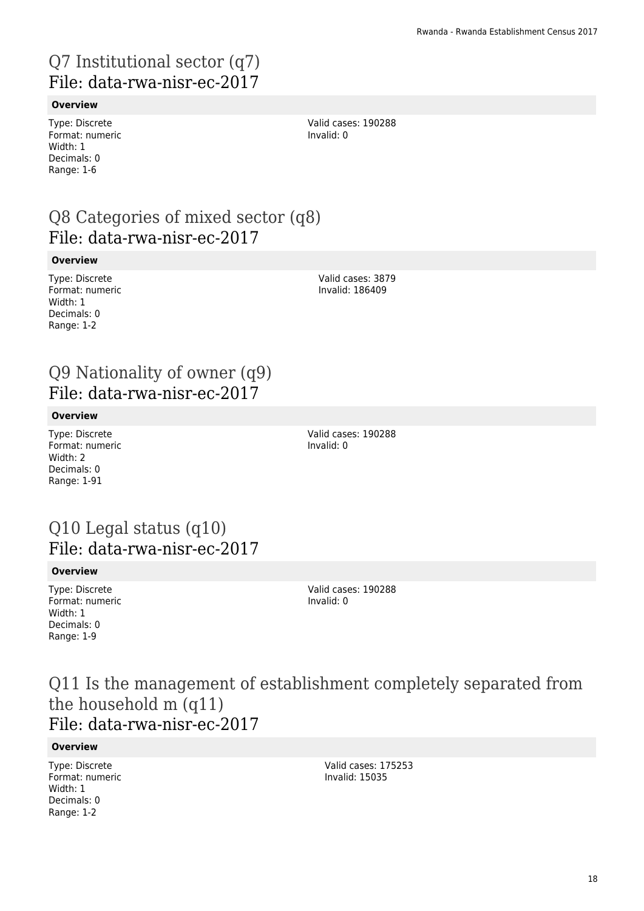## Q7 Institutional sector (q7)
## File: data-rwa-nisr-ec-2017

**Overview**

Type: Discrete
Format: numeric
Width: 1
Decimals: 0
Range: 1-6

Valid cases: 190288
Invalid: 0

## Q8 Categories of mixed sector (q8)
## File: data-rwa-nisr-ec-2017

**Overview**

Type: Discrete
Format: numeric
Width: 1
Decimals: 0
Range: 1-2

Valid cases: 3879
Invalid: 186409

## Q9 Nationality of owner (q9)
## File: data-rwa-nisr-ec-2017

**Overview**

Type: Discrete
Format: numeric
Width: 2
Decimals: 0
Range: 1-91

Valid cases: 190288
Invalid: 0

## Q10 Legal status (q10)
## File: data-rwa-nisr-ec-2017

**Overview**

Type: Discrete
Format: numeric
Width: 1
Decimals: 0
Range: 1-9

Valid cases: 190288
Invalid: 0

## Q11 Is the management of establishment completely separated from the household m (q11)
## File: data-rwa-nisr-ec-2017

**Overview**

Type: Discrete
Format: numeric
Width: 1
Decimals: 0
Range: 1-2

Valid cases: 175253
Invalid: 15035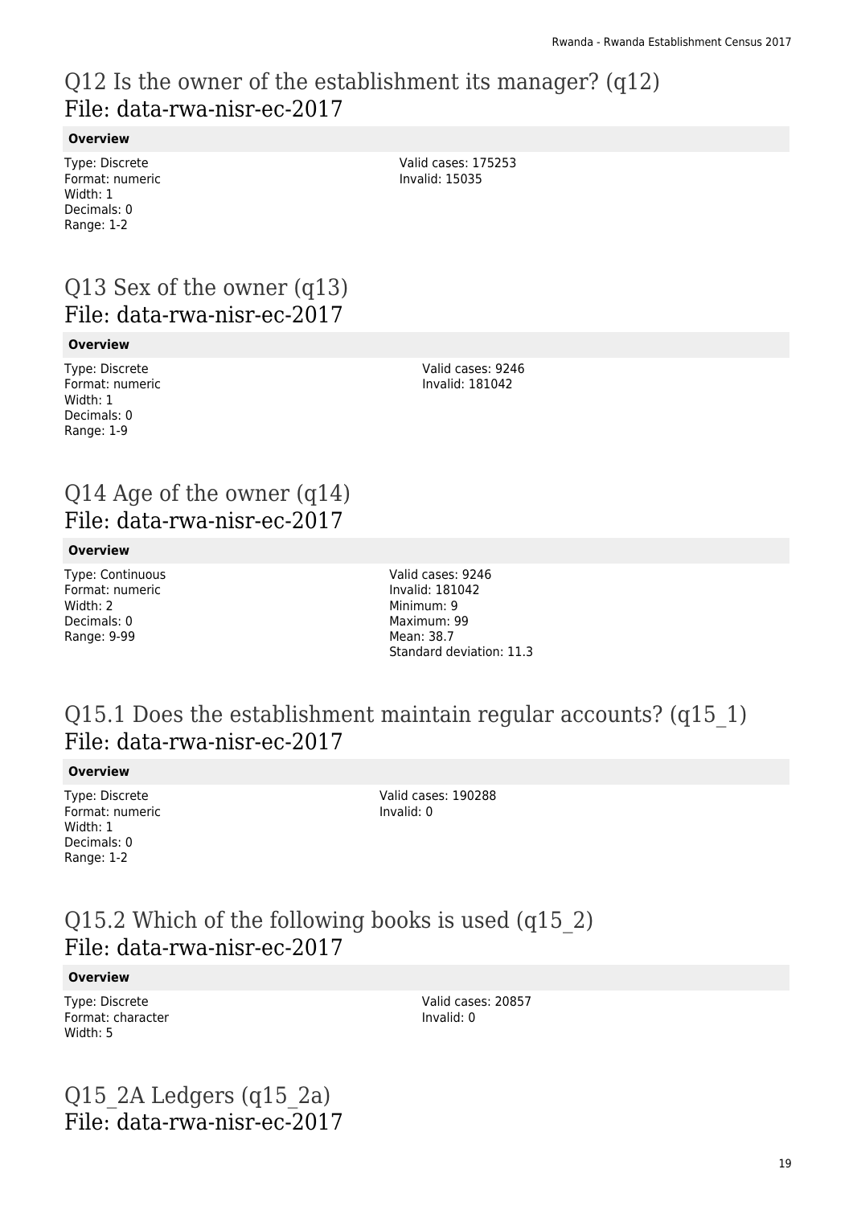## Q12 Is the owner of the establishment its manager? (q12)
## File: data-rwa-nisr-ec-2017

**Overview**

Type: Discrete
Format: numeric
Width: 1
Decimals: 0
Range: 1-2

Valid cases: 175253
Invalid: 15035

## Q13 Sex of the owner (q13)
## File: data-rwa-nisr-ec-2017

**Overview**

Type: Discrete
Format: numeric
Width: 1
Decimals: 0
Range: 1-9

Valid cases: 9246
Invalid: 181042

## Q14 Age of the owner (q14)
## File: data-rwa-nisr-ec-2017

**Overview**

Type: Continuous
Format: numeric
Width: 2
Decimals: 0
Range: 9-99

Valid cases: 9246
Invalid: 181042
Minimum: 9
Maximum: 99
Mean: 38.7
Standard deviation: 11.3

## Q15.1 Does the establishment maintain regular accounts? (q15_1)
## File: data-rwa-nisr-ec-2017

**Overview**

Type: Discrete
Format: numeric
Width: 1
Decimals: 0
Range: 1-2

Valid cases: 190288
Invalid: 0

## Q15.2 Which of the following books is used (q15_2)
## File: data-rwa-nisr-ec-2017

**Overview**

Type: Discrete
Format: character
Width: 5

Valid cases: 20857
Invalid: 0

## Q15_2A Ledgers (q15_2a)
## File: data-rwa-nisr-ec-2017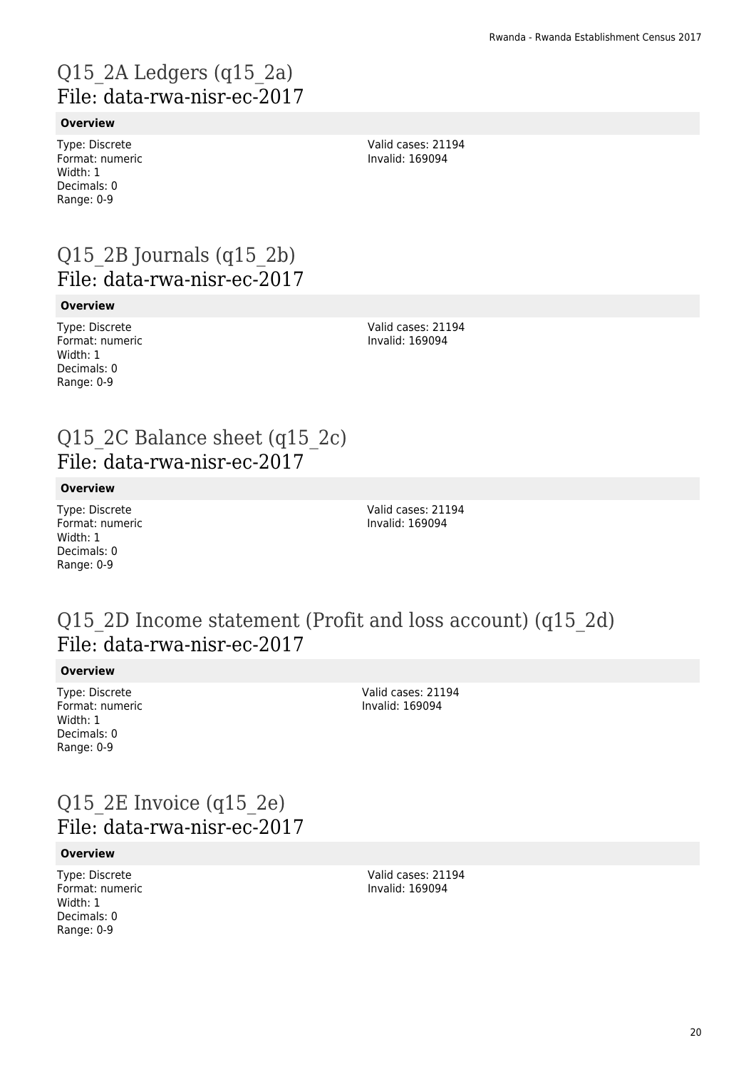# Q15_2A Ledgers (q15_2a)
## File: data-rwa-nisr-ec-2017

**Overview**

Type: Discrete
Format: numeric
Width: 1
Decimals: 0
Range: 0-9

Valid cases: 21194
Invalid: 169094

# Q15_2B Journals (q15_2b)
## File: data-rwa-nisr-ec-2017

**Overview**

Type: Discrete
Format: numeric
Width: 1
Decimals: 0
Range: 0-9

Valid cases: 21194
Invalid: 169094

# Q15_2C Balance sheet (q15_2c)
## File: data-rwa-nisr-ec-2017

**Overview**

Type: Discrete
Format: numeric
Width: 1
Decimals: 0
Range: 0-9

Valid cases: 21194
Invalid: 169094

# Q15_2D Income statement (Profit and loss account) (q15_2d)
## File: data-rwa-nisr-ec-2017

**Overview**

Type: Discrete
Format: numeric
Width: 1
Decimals: 0
Range: 0-9

Valid cases: 21194
Invalid: 169094

# Q15_2E Invoice (q15_2e)
## File: data-rwa-nisr-ec-2017

**Overview**

Type: Discrete
Format: numeric
Width: 1
Decimals: 0
Range: 0-9

Valid cases: 21194
Invalid: 169094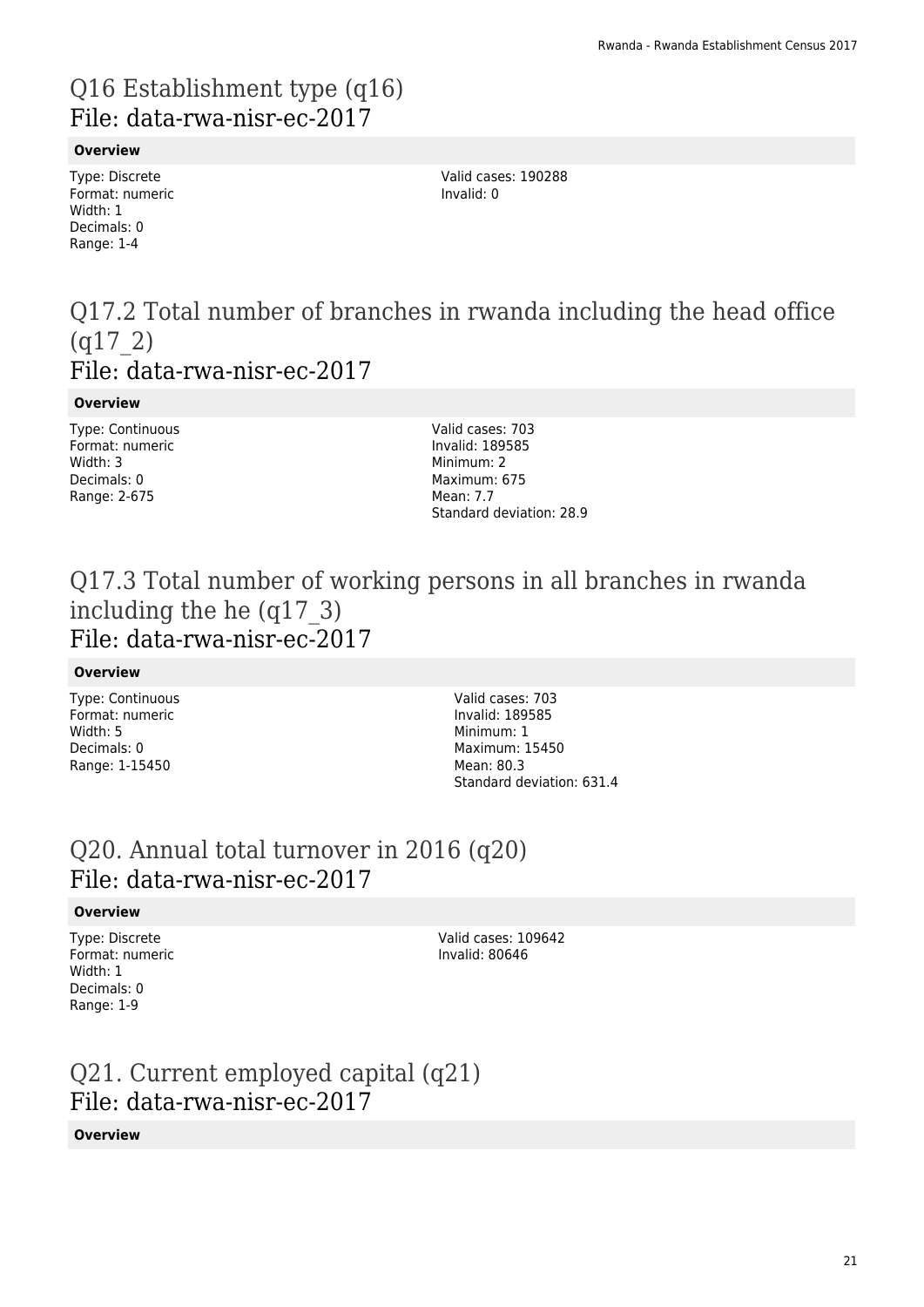# Q16 Establishment type (q16)
## File: data-rwa-nisr-ec-2017

**Overview**

Type: Discrete
Format: numeric
Width: 1
Decimals: 0
Range: 1-4

Valid cases: 190288
Invalid: 0

# Q17.2 Total number of branches in rwanda including the head office (q17_2)
## File: data-rwa-nisr-ec-2017

**Overview**

Type: Continuous
Format: numeric
Width: 3
Decimals: 0
Range: 2-675

Valid cases: 703
Invalid: 189585
Minimum: 2
Maximum: 675
Mean: 7.7
Standard deviation: 28.9

# Q17.3 Total number of working persons in all branches in rwanda including the he (q17_3)
## File: data-rwa-nisr-ec-2017

**Overview**

Type: Continuous
Format: numeric
Width: 5
Decimals: 0
Range: 1-15450

Valid cases: 703
Invalid: 189585
Minimum: 1
Maximum: 15450
Mean: 80.3
Standard deviation: 631.4

# Q20. Annual total turnover in 2016 (q20)
## File: data-rwa-nisr-ec-2017

**Overview**

Type: Discrete
Format: numeric
Width: 1
Decimals: 0
Range: 1-9

Valid cases: 109642
Invalid: 80646

# Q21. Current employed capital (q21)
## File: data-rwa-nisr-ec-2017

**Overview**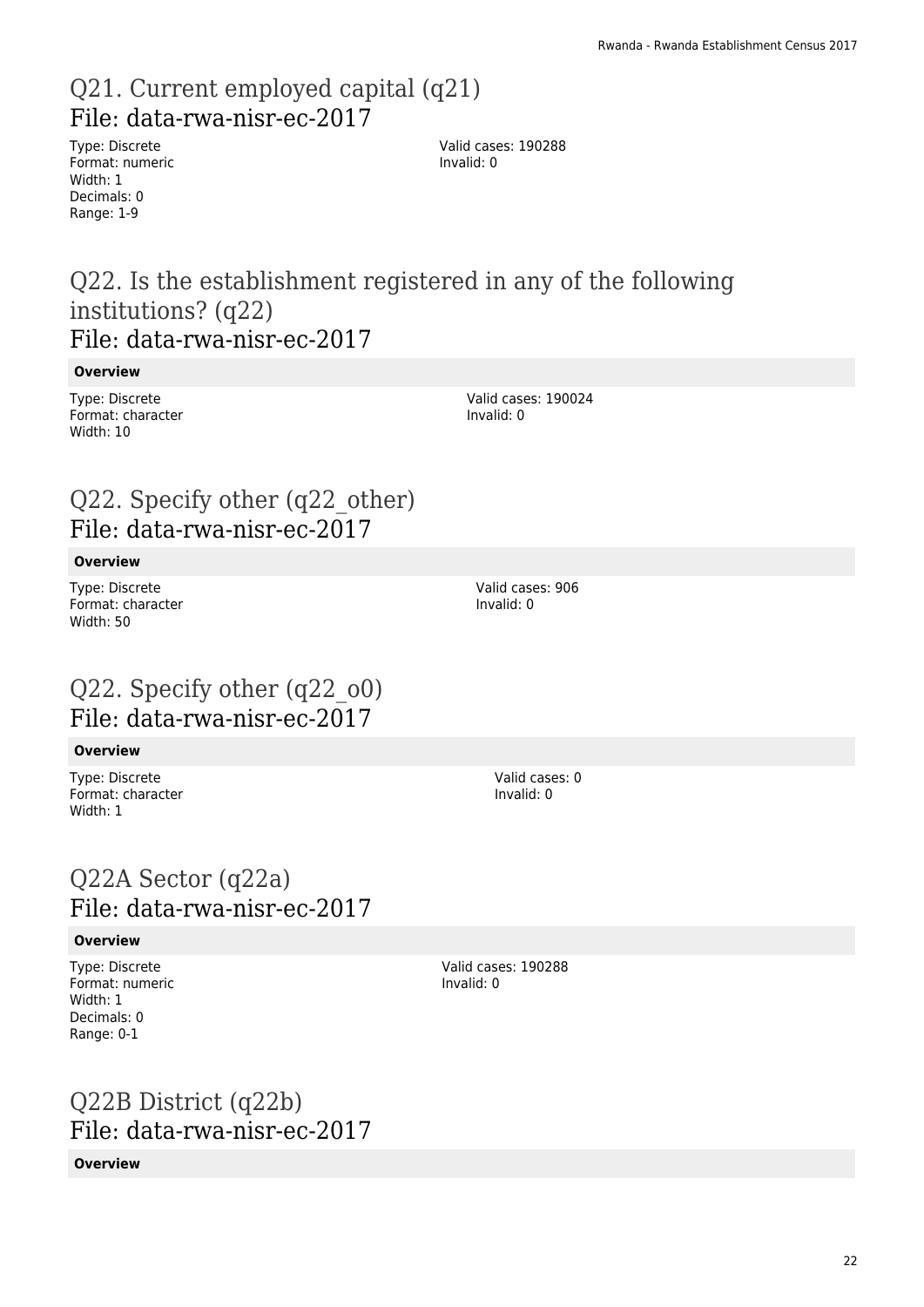## Q21. Current employed capital (q21)
## File: data-rwa-nisr-ec-2017

Type: Discrete
Format: numeric
Width: 1
Decimals: 0
Range: 1-9

Valid cases: 190288
Invalid: 0

## Q22. Is the establishment registered in any of the following institutions? (q22)
## File: data-rwa-nisr-ec-2017

**Overview**

Type: Discrete
Format: character
Width: 10

Valid cases: 190024
Invalid: 0

## Q22. Specify other (q22_other)
## File: data-rwa-nisr-ec-2017

**Overview**

Type: Discrete
Format: character
Width: 50

Valid cases: 906
Invalid: 0

## Q22. Specify other (q22_o0)
## File: data-rwa-nisr-ec-2017

**Overview**

Type: Discrete
Format: character
Width: 1

Valid cases: 0
Invalid: 0

## Q22A Sector (q22a)
## File: data-rwa-nisr-ec-2017

**Overview**

Type: Discrete
Format: numeric
Width: 1
Decimals: 0
Range: 0-1

Valid cases: 190288
Invalid: 0

## Q22B District (q22b)
## File: data-rwa-nisr-ec-2017

**Overview**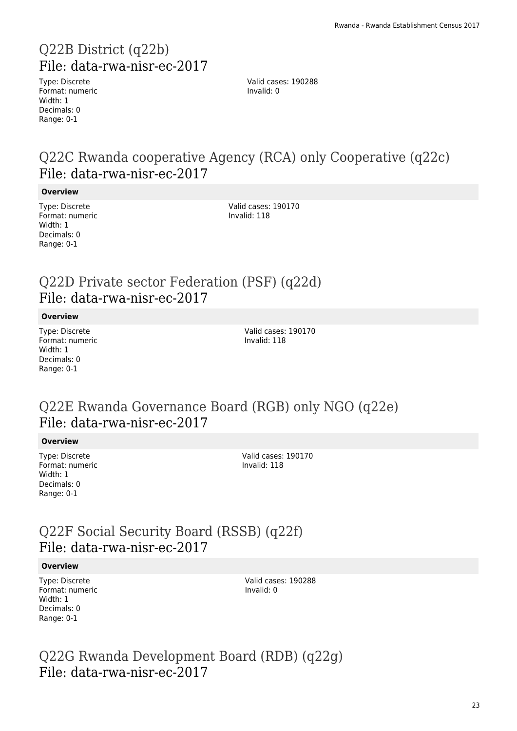## Q22B District (q22b)
## File: data-rwa-nisr-ec-2017

Type: Discrete
Format: numeric
Width: 1
Decimals: 0
Range: 0-1

Valid cases: 190288
Invalid: 0

## Q22C Rwanda cooperative Agency (RCA) only Cooperative (q22c)
## File: data-rwa-nisr-ec-2017

**Overview**

Type: Discrete
Format: numeric
Width: 1
Decimals: 0
Range: 0-1

Valid cases: 190170
Invalid: 118

## Q22D Private sector Federation (PSF) (q22d)
## File: data-rwa-nisr-ec-2017

**Overview**

Type: Discrete
Format: numeric
Width: 1
Decimals: 0
Range: 0-1

Valid cases: 190170
Invalid: 118

## Q22E Rwanda Governance Board (RGB) only NGO (q22e)
## File: data-rwa-nisr-ec-2017

**Overview**

Type: Discrete
Format: numeric
Width: 1
Decimals: 0
Range: 0-1

Valid cases: 190170
Invalid: 118

## Q22F Social Security Board (RSSB) (q22f)
## File: data-rwa-nisr-ec-2017

**Overview**

Type: Discrete
Format: numeric
Width: 1
Decimals: 0
Range: 0-1

Valid cases: 190288
Invalid: 0

## Q22G Rwanda Development Board (RDB) (q22g)
## File: data-rwa-nisr-ec-2017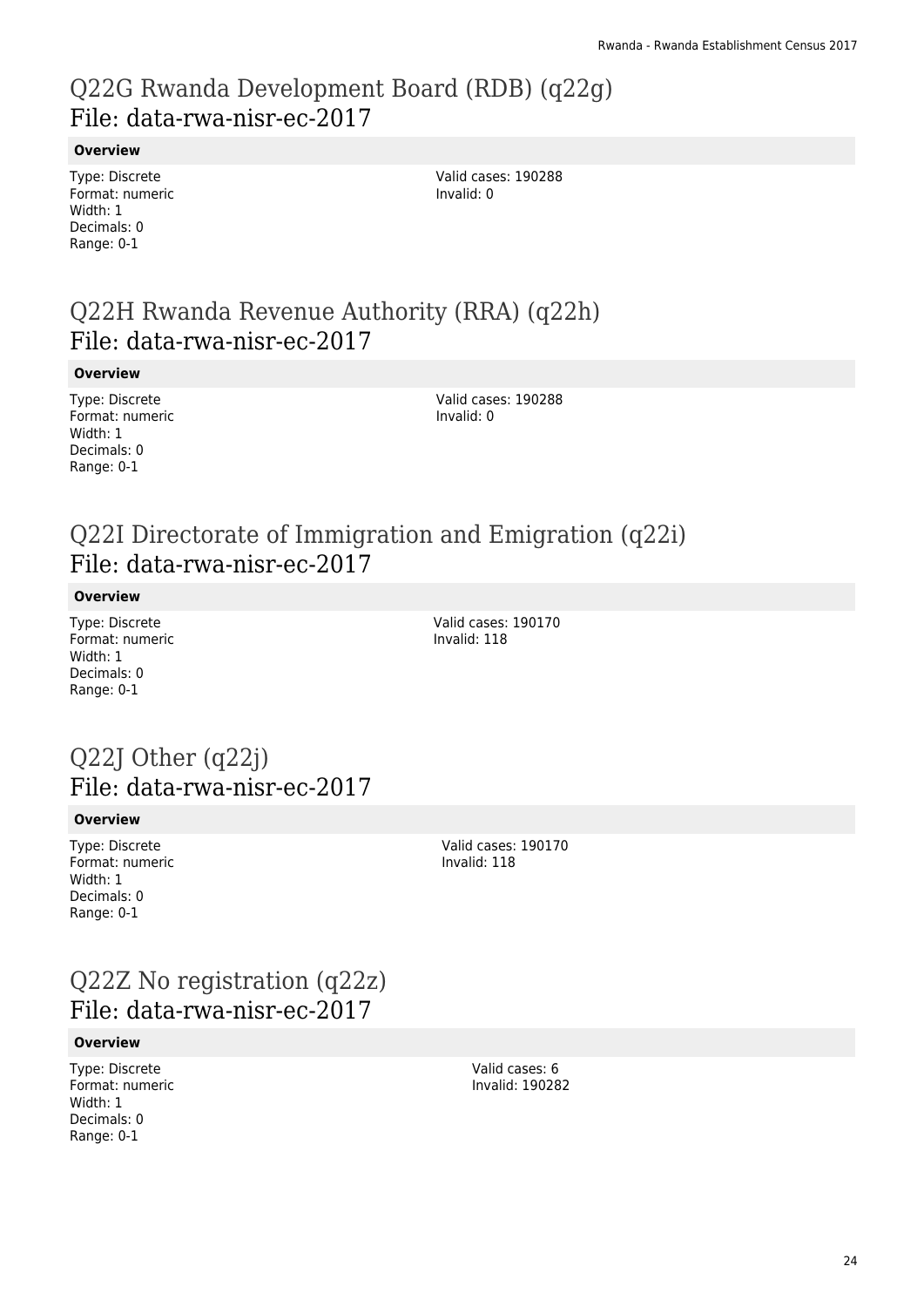## Q22G Rwanda Development Board (RDB) (q22g)
## File: data-rwa-nisr-ec-2017

**Overview**

Type: Discrete
Format: numeric
Width: 1
Decimals: 0
Range: 0-1

Valid cases: 190288
Invalid: 0

## Q22H Rwanda Revenue Authority (RRA) (q22h)
## File: data-rwa-nisr-ec-2017

**Overview**

Type: Discrete
Format: numeric
Width: 1
Decimals: 0
Range: 0-1

Valid cases: 190288
Invalid: 0

## Q22I Directorate of Immigration and Emigration (q22i)
## File: data-rwa-nisr-ec-2017

**Overview**

Type: Discrete
Format: numeric
Width: 1
Decimals: 0
Range: 0-1

Valid cases: 190170
Invalid: 118

## Q22J Other (q22j)
## File: data-rwa-nisr-ec-2017

**Overview**

Type: Discrete
Format: numeric
Width: 1
Decimals: 0
Range: 0-1

Valid cases: 190170
Invalid: 118

## Q22Z No registration (q22z)
## File: data-rwa-nisr-ec-2017

**Overview**

Type: Discrete
Format: numeric
Width: 1
Decimals: 0
Range: 0-1

Valid cases: 6
Invalid: 190282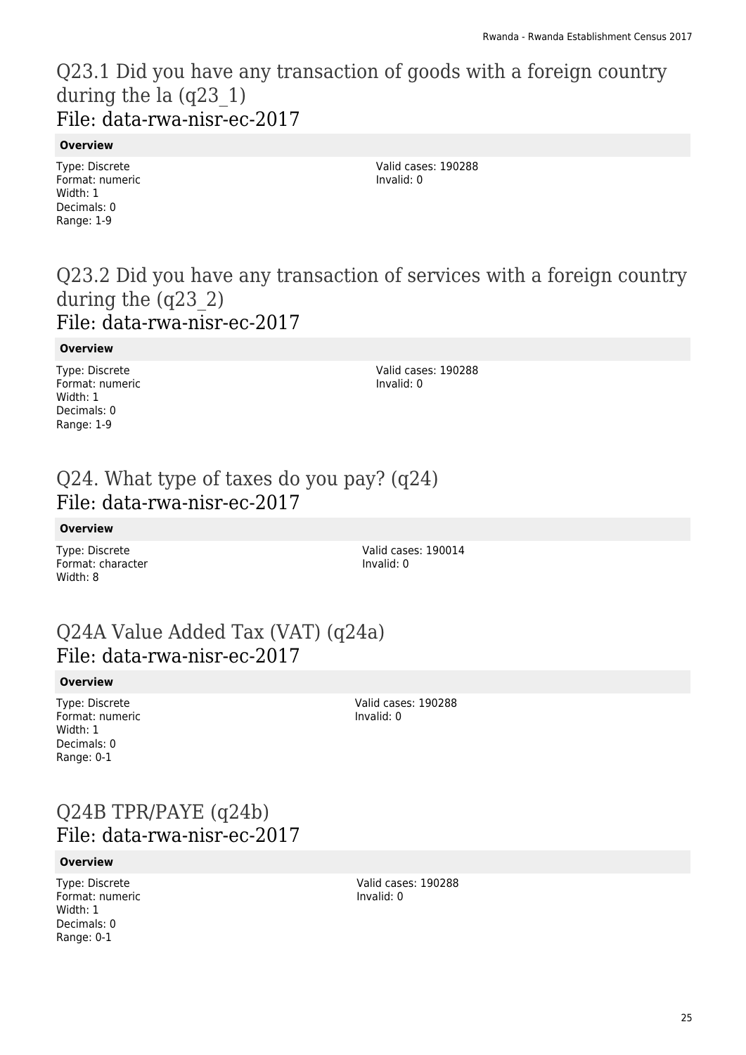## Q23.1 Did you have any transaction of goods with a foreign country during the la (q23_1)
File: data-rwa-nisr-ec-2017

**Overview**

Type: Discrete
Format: numeric
Width: 1
Decimals: 0
Range: 1-9

Valid cases: 190288
Invalid: 0

## Q23.2 Did you have any transaction of services with a foreign country during the (q23_2)
File: data-rwa-nisr-ec-2017

**Overview**

Type: Discrete
Format: numeric
Width: 1
Decimals: 0
Range: 1-9

Valid cases: 190288
Invalid: 0

## Q24. What type of taxes do you pay? (q24)
File: data-rwa-nisr-ec-2017

**Overview**

Type: Discrete
Format: character
Width: 8

Valid cases: 190014
Invalid: 0

## Q24A Value Added Tax (VAT) (q24a)
File: data-rwa-nisr-ec-2017

**Overview**

Type: Discrete
Format: numeric
Width: 1
Decimals: 0
Range: 0-1

Valid cases: 190288
Invalid: 0

## Q24B TPR/PAYE (q24b)
File: data-rwa-nisr-ec-2017

**Overview**

Type: Discrete
Format: numeric
Width: 1
Decimals: 0
Range: 0-1

Valid cases: 190288
Invalid: 0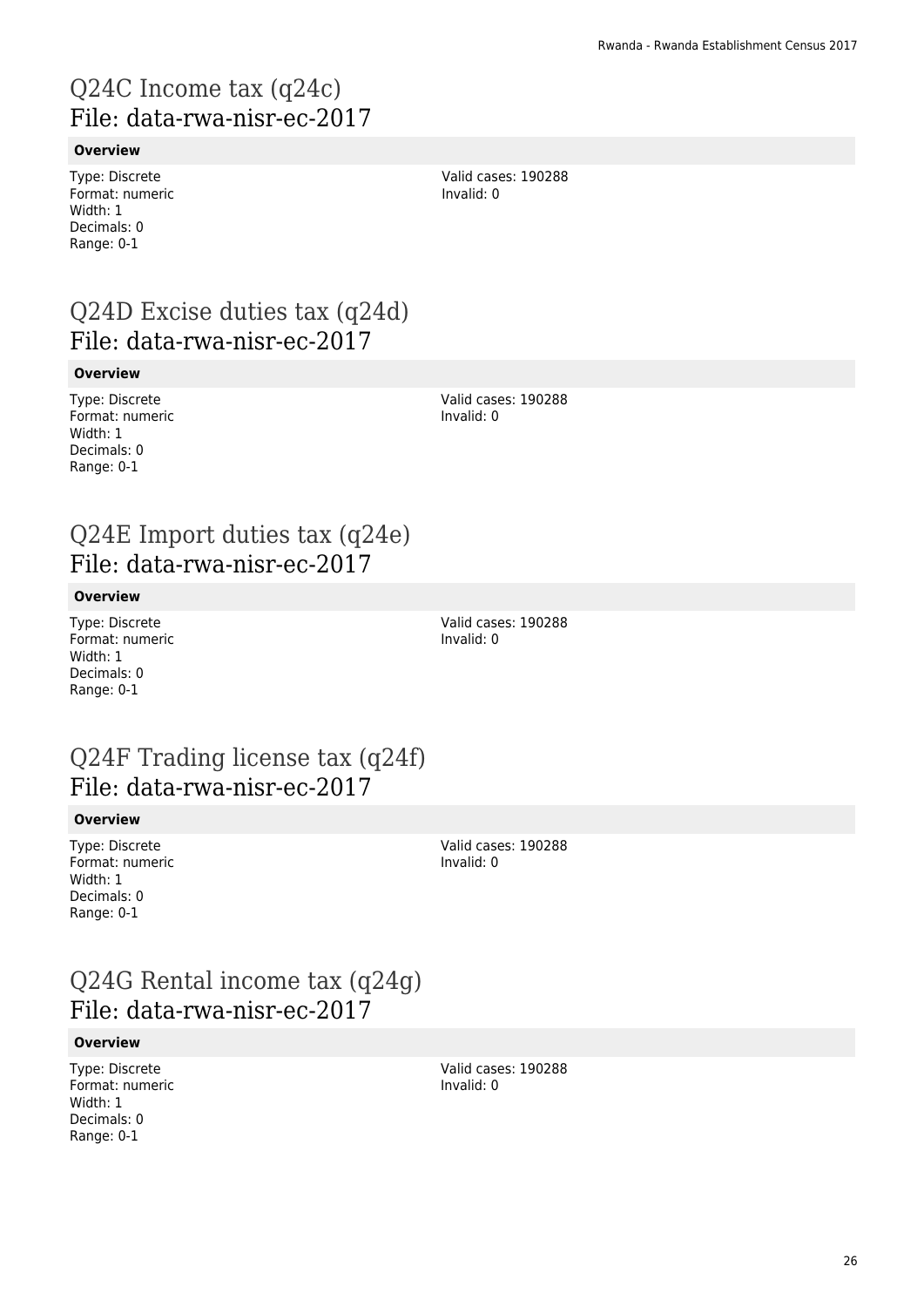# Q24C Income tax (q24c)
## File: data-rwa-nisr-ec-2017

**Overview**

Type: Discrete
Format: numeric
Width: 1
Decimals: 0
Range: 0-1

Valid cases: 190288
Invalid: 0

# Q24D Excise duties tax (q24d)
## File: data-rwa-nisr-ec-2017

**Overview**

Type: Discrete
Format: numeric
Width: 1
Decimals: 0
Range: 0-1

Valid cases: 190288
Invalid: 0

# Q24E Import duties tax (q24e)
## File: data-rwa-nisr-ec-2017

**Overview**

Type: Discrete
Format: numeric
Width: 1
Decimals: 0
Range: 0-1

Valid cases: 190288
Invalid: 0

# Q24F Trading license tax (q24f)
## File: data-rwa-nisr-ec-2017

**Overview**

Type: Discrete
Format: numeric
Width: 1
Decimals: 0
Range: 0-1

Valid cases: 190288
Invalid: 0

# Q24G Rental income tax (q24g)
## File: data-rwa-nisr-ec-2017

**Overview**

Type: Discrete
Format: numeric
Width: 1
Decimals: 0
Range: 0-1

Valid cases: 190288
Invalid: 0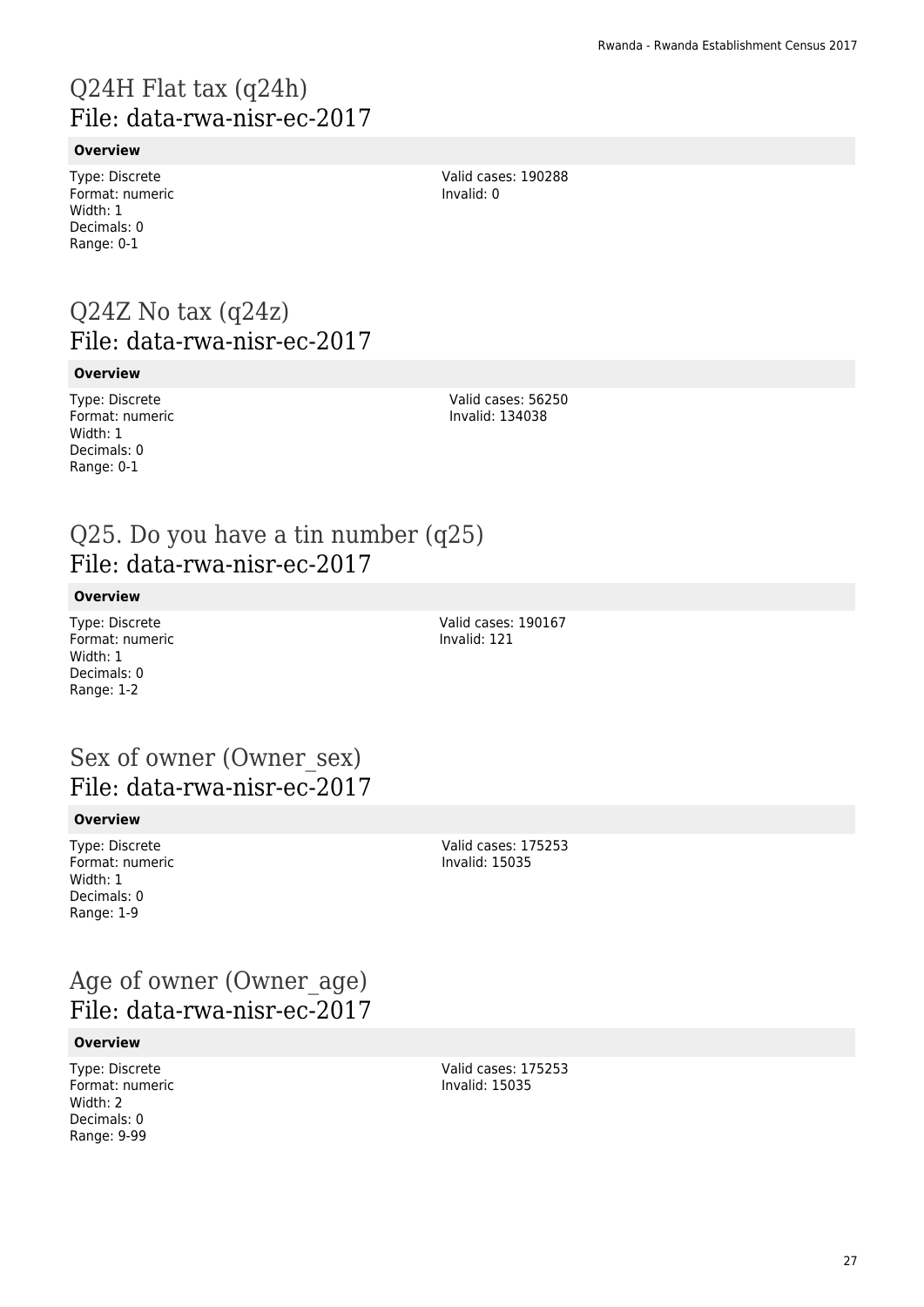# Q24H Flat tax (q24h)
File: data-rwa-nisr-ec-2017

**Overview**

Type: Discrete
Format: numeric
Width: 1
Decimals: 0
Range: 0-1

Valid cases: 190288
Invalid: 0

# Q24Z No tax (q24z)
File: data-rwa-nisr-ec-2017

**Overview**

Type: Discrete
Format: numeric
Width: 1
Decimals: 0
Range: 0-1

Valid cases: 56250
Invalid: 134038

# Q25. Do you have a tin number (q25)
File: data-rwa-nisr-ec-2017

**Overview**

Type: Discrete
Format: numeric
Width: 1
Decimals: 0
Range: 1-2

Valid cases: 190167
Invalid: 121

# Sex of owner (Owner_sex)
File: data-rwa-nisr-ec-2017

**Overview**

Type: Discrete
Format: numeric
Width: 1
Decimals: 0
Range: 1-9

Valid cases: 175253
Invalid: 15035

# Age of owner (Owner_age)
File: data-rwa-nisr-ec-2017

**Overview**

Type: Discrete
Format: numeric
Width: 2
Decimals: 0
Range: 9-99

Valid cases: 175253
Invalid: 15035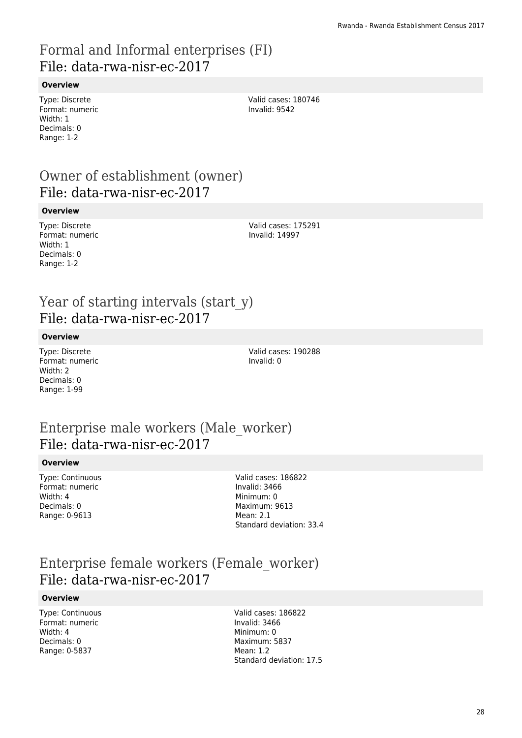# Formal and Informal enterprises (FI)
## File: data-rwa-nisr-ec-2017

### Overview

Type: Discrete
Format: numeric
Width: 1
Decimals: 0
Range: 1-2

Valid cases: 180746
Invalid: 9542

# Owner of establishment (owner)
## File: data-rwa-nisr-ec-2017

### Overview

Type: Discrete
Format: numeric
Width: 1
Decimals: 0
Range: 1-2

Valid cases: 175291
Invalid: 14997

# Year of starting intervals (start_y)
## File: data-rwa-nisr-ec-2017

### Overview

Type: Discrete
Format: numeric
Width: 2
Decimals: 0
Range: 1-99

Valid cases: 190288
Invalid: 0

# Enterprise male workers (Male_worker)
## File: data-rwa-nisr-ec-2017

### Overview

Type: Continuous
Format: numeric
Width: 4
Decimals: 0
Range: 0-9613

Valid cases: 186822
Invalid: 3466
Minimum: 0
Maximum: 9613
Mean: 2.1
Standard deviation: 33.4

# Enterprise female workers (Female_worker)
## File: data-rwa-nisr-ec-2017

### Overview

Type: Continuous
Format: numeric
Width: 4
Decimals: 0
Range: 0-5837

Valid cases: 186822
Invalid: 3466
Minimum: 0
Maximum: 5837
Mean: 1.2
Standard deviation: 17.5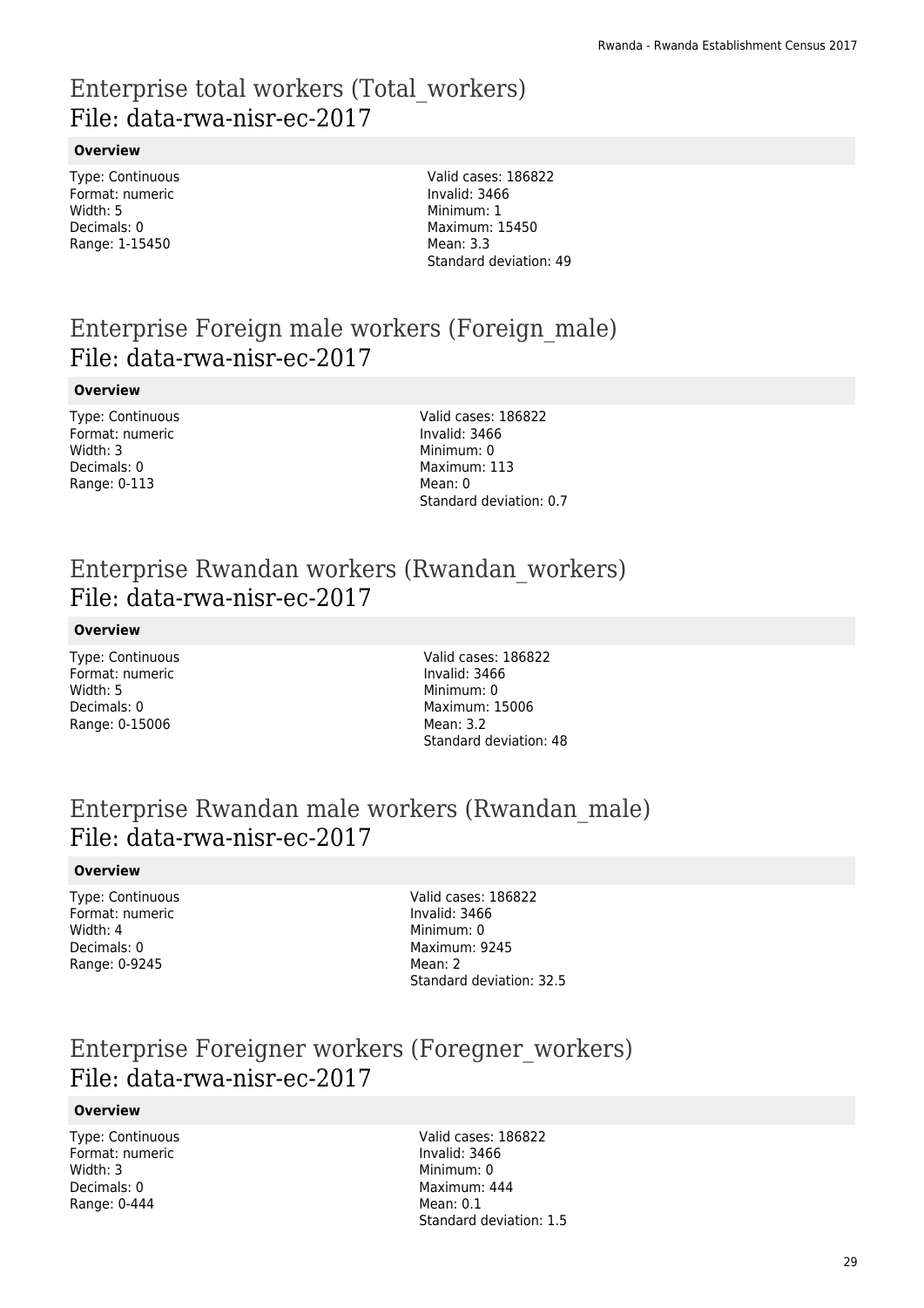# Enterprise total workers (Total_workers)
## File: data-rwa-nisr-ec-2017

**Overview**

Type: Continuous
Format: numeric
Width: 5
Decimals: 0
Range: 1-15450

Valid cases: 186822
Invalid: 3466
Minimum: 1
Maximum: 15450
Mean: 3.3
Standard deviation: 49

# Enterprise Foreign male workers (Foreign_male)
## File: data-rwa-nisr-ec-2017

**Overview**

Type: Continuous
Format: numeric
Width: 3
Decimals: 0
Range: 0-113

Valid cases: 186822
Invalid: 3466
Minimum: 0
Maximum: 113
Mean: 0
Standard deviation: 0.7

# Enterprise Rwandan workers (Rwandan_workers)
## File: data-rwa-nisr-ec-2017

**Overview**

Type: Continuous
Format: numeric
Width: 5
Decimals: 0
Range: 0-15006

Valid cases: 186822
Invalid: 3466
Minimum: 0
Maximum: 15006
Mean: 3.2
Standard deviation: 48

# Enterprise Rwandan male workers (Rwandan_male)
## File: data-rwa-nisr-ec-2017

**Overview**

Type: Continuous
Format: numeric
Width: 4
Decimals: 0
Range: 0-9245

Valid cases: 186822
Invalid: 3466
Minimum: 0
Maximum: 9245
Mean: 2
Standard deviation: 32.5

# Enterprise Foreigner workers (Foregner_workers)
## File: data-rwa-nisr-ec-2017

**Overview**

Type: Continuous
Format: numeric
Width: 3
Decimals: 0
Range: 0-444

Valid cases: 186822
Invalid: 3466
Minimum: 0
Maximum: 444
Mean: 0.1
Standard deviation: 1.5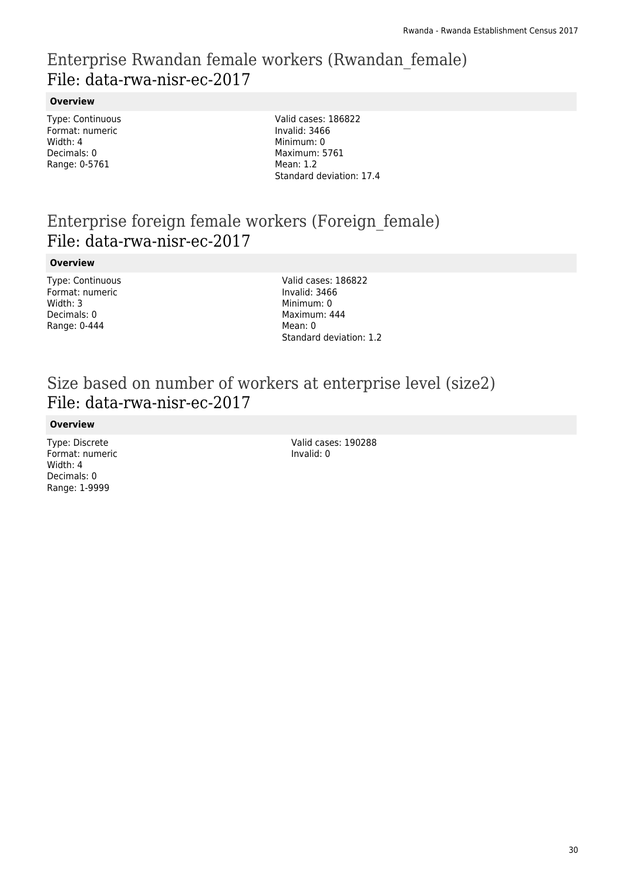# Enterprise Rwandan female workers (Rwandan_female)
## File: data-rwa-nisr-ec-2017

**Overview**

Type: Continuous
Format: numeric
Width: 4
Decimals: 0
Range: 0-5761

Valid cases: 186822
Invalid: 3466
Minimum: 0
Maximum: 5761
Mean: 1.2
Standard deviation: 17.4

# Enterprise foreign female workers (Foreign_female)
## File: data-rwa-nisr-ec-2017

**Overview**

Type: Continuous
Format: numeric
Width: 3
Decimals: 0
Range: 0-444

Valid cases: 186822
Invalid: 3466
Minimum: 0
Maximum: 444
Mean: 0
Standard deviation: 1.2

# Size based on number of workers at enterprise level (size2)
## File: data-rwa-nisr-ec-2017

**Overview**

Type: Discrete
Format: numeric
Width: 4
Decimals: 0
Range: 1-9999

Valid cases: 190288
Invalid: 0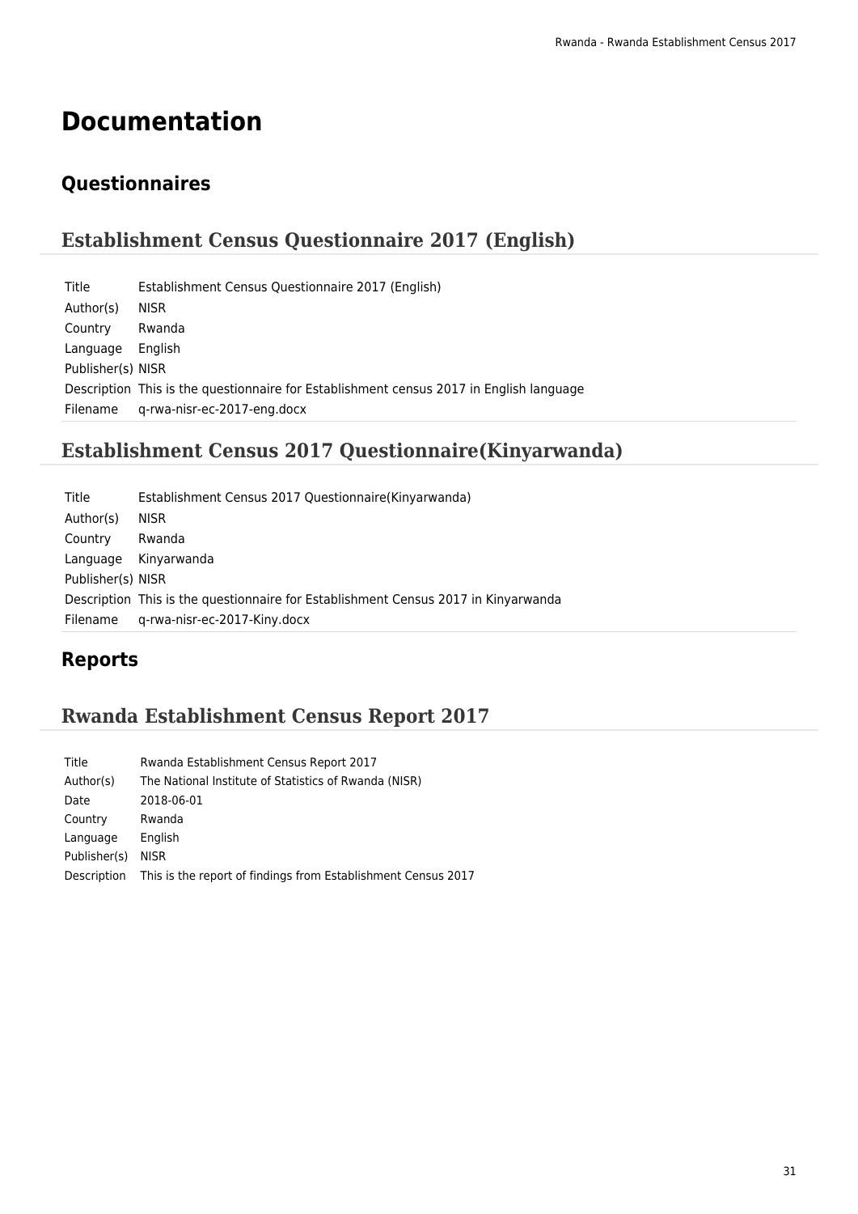# Documentation

## Questionnaires

### Establishment Census Questionnaire 2017 (English)

| | |
|---|---|
| Title | Establishment Census Questionnaire 2017 (English) |
| Author(s) | NISR |
| Country | Rwanda |
| Language | English |
| Publisher(s) | NISR |
| Description | This is the questionnaire for Establishment census 2017 in English language |
| Filename | q-rwa-nisr-ec-2017-eng.docx |

### Establishment Census 2017 Questionnaire(Kinyarwanda)

| | |
|---|---|
| Title | Establishment Census 2017 Questionnaire(Kinyarwanda) |
| Author(s) | NISR |
| Country | Rwanda |
| Language | Kinyarwanda |
| Publisher(s) | NISR |
| Description | This is the questionnaire for Establishment Census 2017 in Kinyarwanda |
| Filename | q-rwa-nisr-ec-2017-Kiny.docx |

## Reports

### Rwanda Establishment Census Report 2017

| | |
|---|---|
| Title | Rwanda Establishment Census Report 2017 |
| Author(s) | The National Institute of Statistics of Rwanda (NISR) |
| Date | 2018-06-01 |
| Country | Rwanda |
| Language | English |
| Publisher(s) | NISR |
| Description | This is the report of findings from Establishment Census 2017 |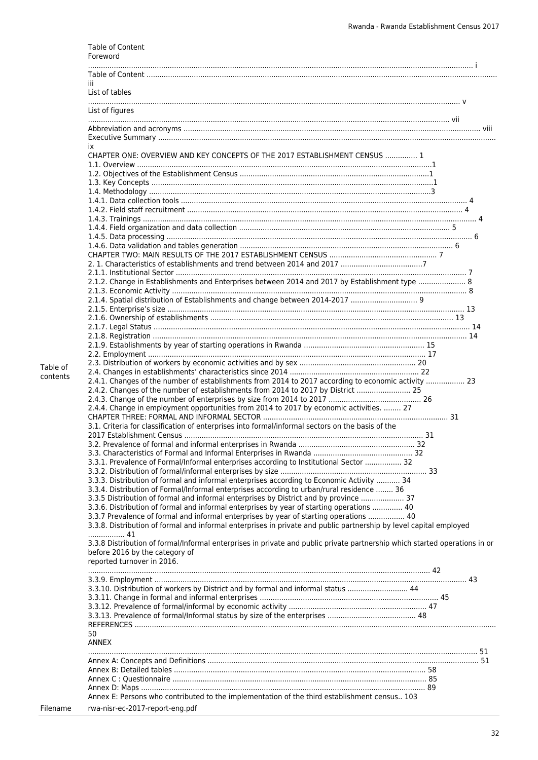**Table of contents**

Table of Content
Foreword ............................................................................................ i
Table of Content ............................................................................................ iii
List of tables ............................................................................................ v
List of figures ............................................................................................ vii
Abbreviation and acronyms ............................................................................................ viii
Executive Summary ............................................................................................ ix
CHAPTER ONE: OVERVIEW AND KEY CONCEPTS OF THE 2017 ESTABLISHMENT CENSUS ............... 1
1.1. Overview ............................................................................................1
1.2. Objectives of the Establishment Census ............................................................................................1
1.3. Key Concepts ............................................................................................1
1.4. Methodology ............................................................................................3
1.4.1. Data collection tools ............................................................................................ 4
1.4.2. Field staff recruitment ............................................................................................ 4
1.4.3. Trainings ............................................................................................ 4
1.4.4. Field organization and data collection ............................................................................................ 5
1.4.5. Data processing ............................................................................................ 6
1.4.6. Data validation and tables generation ............................................................................................ 6
CHAPTER TWO: MAIN RESULTS OF THE 2017 ESTABLISHMENT CENSUS ............................................................................................ 7
2. 1. Characteristics of establishments and trend between 2014 and 2017 ......................................7
2.1.1. Institutional Sector ............................................................................................ 7
2.1.2. Change in Establishments and Enterprises between 2014 and 2017 by Establishment type ...................... 8
2.1.3. Economic Activity ............................................................................................ 8
2.1.4. Spatial distribution of Establishments and change between 2014-2017 ............................... 9
2.1.5. Enterprise's size ............................................................................................ 13
2.1.6. Ownership of establishments ............................................................................................ 13
2.1.7. Legal Status ............................................................................................ 14
2.1.8. Registration ............................................................................................ 14
2.1.9. Establishments by year of starting operations in Rwanda ............................................................................................ 15
2.2. Employment ............................................................................................ 17
2.3. Distribution of workers by economic activities and by sex ...................................................... 20
2.4. Changes in establishments' characteristics since 2014 ............................................................................................ 22
2.4.1. Changes of the number of establishments from 2014 to 2017 according to economic activity .................. 23
2.4.2. Changes of the number of establishments from 2014 to 2017 by District ......................... 25
2.4.3. Change of the number of enterprises by size from 2014 to 2017 ........................................... 26
2.4.4. Change in employment opportunities from 2014 to 2017 by economic activities. ........ 27
CHAPTER THREE: FORMAL AND INFORMAL SECTOR ............................................................................................ 31
3.1. Criteria for classification of enterprises into formal/informal sectors on the basis of the 2017 Establishment Census ............................................................................................ 31
3.2. Prevalence of formal and informal enterprises in Rwanda ...................................................... 32
3.3. Characteristics of Formal and Informal Enterprises in Rwanda ............................................. 32
3.3.1. Prevalence of Formal/Informal enterprises according to Institutional Sector ................. 32
3.3.2. Distribution of formal/informal enterprises by size .................................................................... 33
3.3.3. Distribution of formal and informal enterprises according to Economic Activity ........... 34
3.3.4. Distribution of Formal/Informal enterprises according to urban/rural residence ........ 36
3.3.5 Distribution of formal and informal enterprises by District and by province .................... 37
3.3.6. Distribution of formal and informal enterprises by year of starting operations .............. 40
3.3.7 Prevalence of formal and informal enterprises by year of starting operations ................. 40
3.3.8. Distribution of formal and informal enterprises in private and public partnership by level capital employed ................. 41
3.3.8 Distribution of formal/Informal enterprises in private and public private partnership which started operations in or before 2016 by the category of reported turnover in 2016. ............................................................................................ 42
3.3.9. Employment ............................................................................................ 43
3.3.10. Distribution of workers by District and by formal and informal status ............................ 44
3.3.11. Change in formal and informal enterprises ............................................................................................ 45
3.3.12. Prevalence of formal/informal by economic activity ................................................................ 47
3.3.13. Prevalence of formal/Informal status by size of the enterprises ......................................... 48
REFERENCES ............................................................................................ 50
ANNEX ............................................................................................ 51
Annex A: Concepts and Definitions ............................................................................................ 51
Annex B: Detailed tables ............................................................................................ 58
Annex C : Questionnaire ............................................................................................ 85
Annex D: Maps ............................................................................................ 89
Annex E: Persons who contributed to the implementation of the third establishment census.. 103

**Filename** rwa-nisr-ec-2017-report-eng.pdf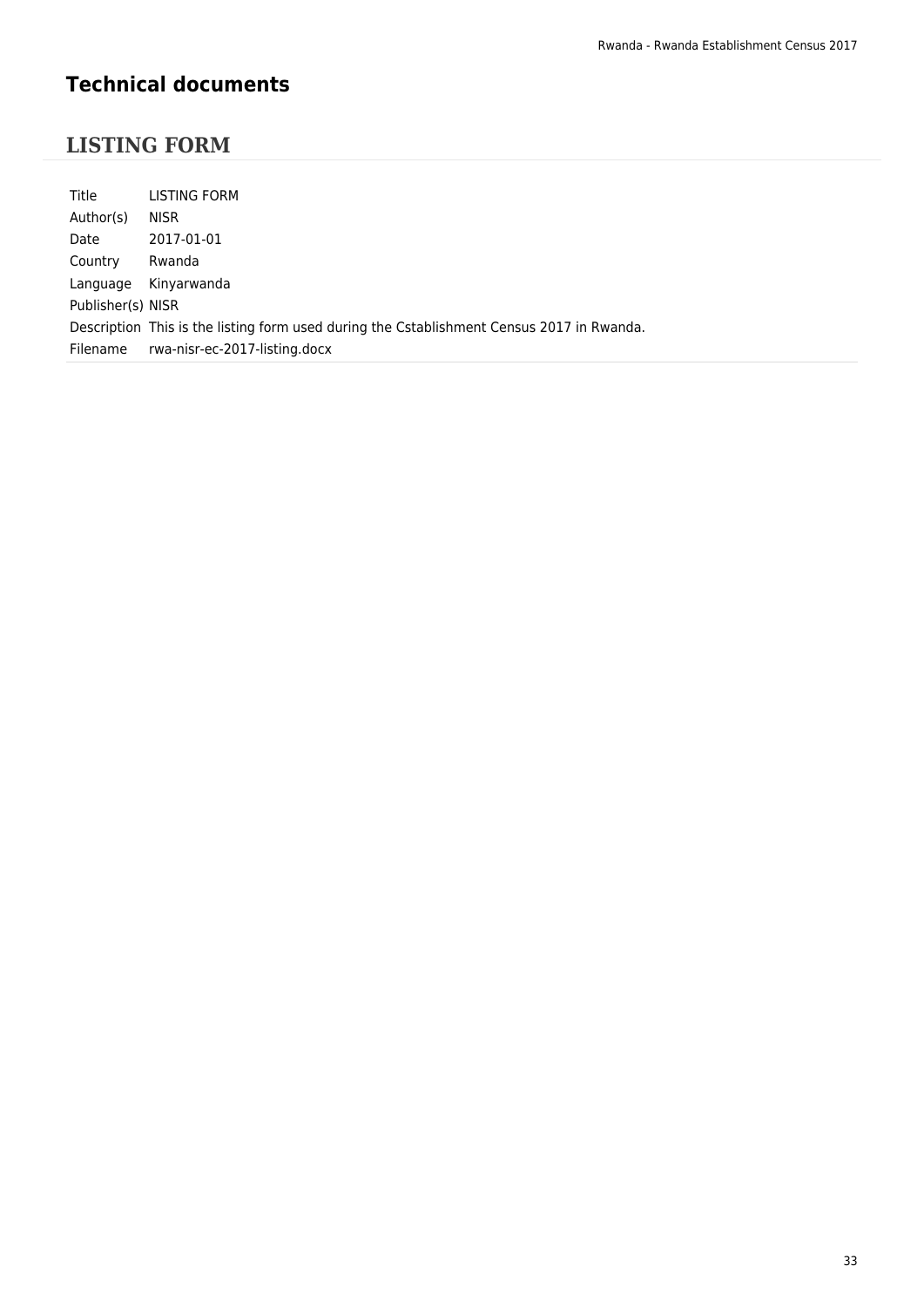# Technical documents

## LISTING FORM

| | |
|---|---|
| Title | LISTING FORM |
| Author(s) | NISR |
| Date | 2017-01-01 |
| Country | Rwanda |
| Language | Kinyarwanda |
| Publisher(s) | NISR |
| Description | This is the listing form used during the Cstablishment Census 2017 in Rwanda. |
| Filename | rwa-nisr-ec-2017-listing.docx |